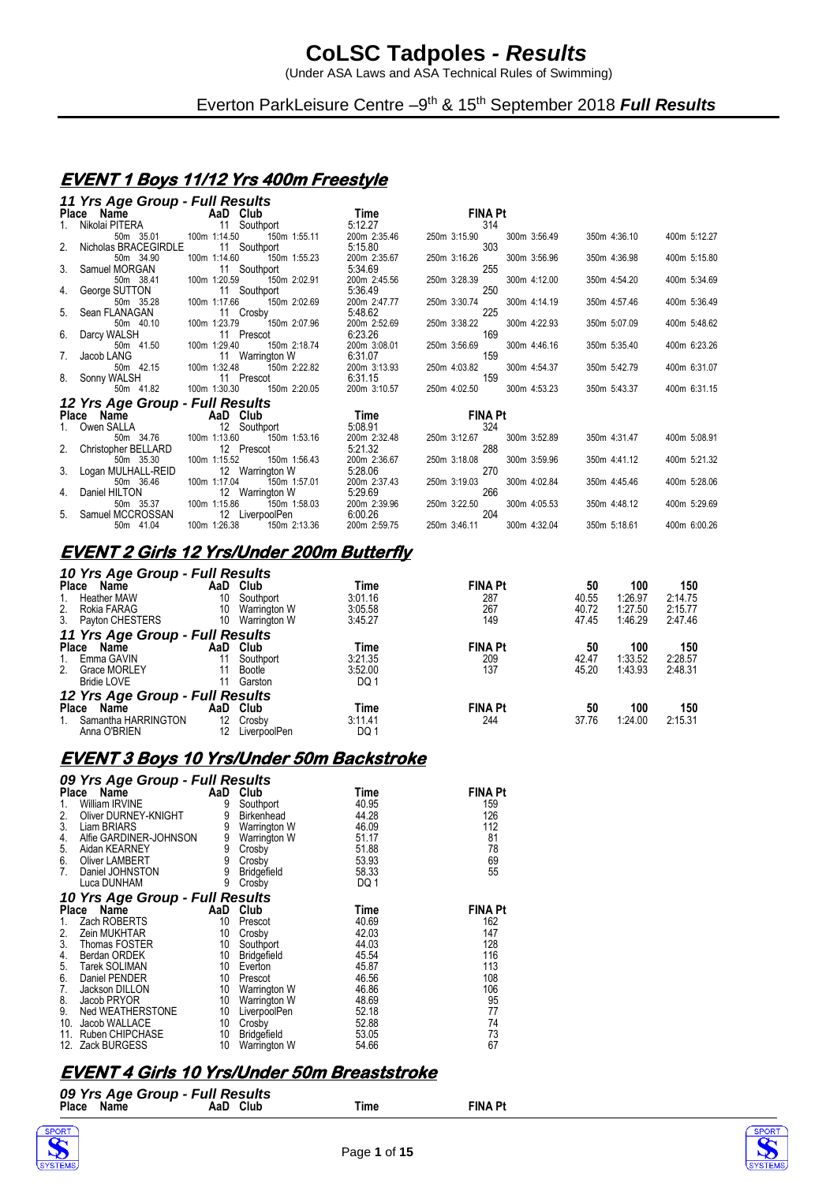# CoLSC Tadpoles - *Results*

(Under ASA Laws and ASA Technical Rules of Swimming)

Everton ParkLeisure Centre –9th & 15th September 2018 ***Full Results***

## EVENT 1 Boys 11/12 Yrs 400m Freestyle

### 11 Yrs Age Group - Full Results

| Place | Name | AaD | Club | Time | FINA Pt |
|---|---|---|---|---|---|
| 1. | Nikolai PITERA | 11 | Southport | 5:12.27 | 314 |
| | 50m 35.01 | 100m 1:14.50 | 150m 1:55.11 | 200m 2:35.46 | 250m 3:15.90 | 300m 3:56.49 | 350m 4:36.10 | 400m 5:12.27 |
| 2. | Nicholas BRACEGIRDLE | 11 | Southport | 5:15.80 | 303 |
| | 50m 34.90 | 100m 1:14.60 | 150m 1:55.23 | 200m 2:35.67 | 250m 3:16.26 | 300m 3:56.96 | 350m 4:36.98 | 400m 5:15.80 |
| 3. | Samuel MORGAN | 11 | Southport | 5:34.69 | 255 |
| | 50m 38.41 | 100m 1:20.59 | 150m 2:02.91 | 200m 2:45.56 | 250m 3:28.39 | 300m 4:12.00 | 350m 4:54.20 | 400m 5:34.69 |
| 4. | George SUTTON | 11 | Southport | 5:36.49 | 250 |
| | 50m 35.28 | 100m 1:17.66 | 150m 2:02.69 | 200m 2:47.77 | 250m 3:30.74 | 300m 4:14.19 | 350m 4:57.46 | 400m 5:36.49 |
| 5. | Sean FLANAGAN | 11 | Crosby | 5:48.62 | 225 |
| | 50m 40.10 | 100m 1:23.79 | 150m 2:07.96 | 200m 2:52.69 | 250m 3:38.22 | 300m 4:22.93 | 350m 5:07.09 | 400m 5:48.62 |
| 6. | Darcy WALSH | 11 | Prescot | 6:23.26 | 169 |
| | 50m 41.50 | 100m 1:29.40 | 150m 2:18.74 | 200m 3:08.01 | 250m 3:56.69 | 300m 4:46.16 | 350m 5:35.40 | 400m 6:23.26 |
| 7. | Jacob LANG | 11 | Warrington W | 6:31.07 | 159 |
| | 50m 42.15 | 100m 1:32.48 | 150m 2:22.82 | 200m 3:13.93 | 250m 4:03.82 | 300m 4:54.37 | 350m 5:42.79 | 400m 6:31.07 |
| 8. | Sonny WALSH | 11 | Prescot | 6:31.15 | 159 |
| | 50m 41.82 | 100m 1:30.30 | 150m 2:20.05 | 200m 3:10.57 | 250m 4:02.50 | 300m 4:53.23 | 350m 5:43.37 | 400m 6:31.15 |

### 12 Yrs Age Group - Full Results

| Place | Name | AaD | Club | Time | FINA Pt |
|---|---|---|---|---|---|
| 1. | Owen SALLA | 12 | Southport | 5:08.91 | 324 |
| | 50m 34.76 | 100m 1:13.60 | 150m 1:53.16 | 200m 2:32.48 | 250m 3:12.67 | 300m 3:52.89 | 350m 4:31.47 | 400m 5:08.91 |
| 2. | Christopher BELLARD | 12 | Prescot | 5:21.32 | 288 |
| | 50m 35.30 | 100m 1:15.52 | 150m 1:56.43 | 200m 2:36.67 | 250m 3:18.08 | 300m 3:59.96 | 350m 4:41.12 | 400m 5:21.32 |
| 3. | Logan MULHALL-REID | 12 | Warrington W | 5:28.06 | 270 |
| | 50m 36.46 | 100m 1:17.04 | 150m 1:57.01 | 200m 2:37.43 | 250m 3:19.03 | 300m 4:02.84 | 350m 4:45.46 | 400m 5:28.06 |
| 4. | Daniel HILTON | 12 | Warrington W | 5:29.69 | 266 |
| | 50m 35.37 | 100m 1:15.86 | 150m 1:58.03 | 200m 2:39.96 | 250m 3:22.50 | 300m 4:05.53 | 350m 4:48.12 | 400m 5:29.69 |
| 5. | Samuel MCCROSSAN | 12 | LiverpoolPen | 6:00.26 | 204 |
| | 50m 41.04 | 100m 1:26.38 | 150m 2:13.36 | 200m 2:59.75 | 250m 3:46.11 | 300m 4:32.04 | 350m 5:18.61 | 400m 6:00.26 |

## EVENT 2 Girls 12 Yrs/Under 200m Butterfly

### 10 Yrs Age Group - Full Results

| Place | Name | AaD | Club | Time | FINA Pt | 50 | 100 | 150 |
|---|---|---|---|---|---|---|---|---|
| 1. | Heather MAW | 10 | Southport | 3:01.16 | 287 | 40.55 | 1:26.97 | 2:14.75 |
| 2. | Rokia FARAG | 10 | Warrington W | 3:05.58 | 267 | 40.72 | 1:27.50 | 2:15.77 |
| 3. | Payton CHESTERS | 10 | Warrington W | 3:45.27 | 149 | 47.45 | 1:46.29 | 2:47.46 |

### 11 Yrs Age Group - Full Results

| Place | Name | AaD | Club | Time | FINA Pt | 50 | 100 | 150 |
|---|---|---|---|---|---|---|---|---|
| 1. | Emma GAVIN | 11 | Southport | 3:21.35 | 209 | 42.47 | 1:33.52 | 2:28.57 |
| 2. | Grace MORLEY | 11 | Bootle | 3:52.00 | 137 | 45.20 | 1:43.93 | 2:48.31 |
| | Bridie LOVE | 11 | Garston | DQ 1 | | | | |

### 12 Yrs Age Group - Full Results

| Place | Name | AaD | Club | Time | FINA Pt | 50 | 100 | 150 |
|---|---|---|---|---|---|---|---|---|
| 1. | Samantha HARRINGTON | 12 | Crosby | 3:11.41 | 244 | 37.76 | 1:24.00 | 2:15.31 |
| | Anna O'BRIEN | 12 | LiverpoolPen | DQ 1 | | | | |

## EVENT 3 Boys 10 Yrs/Under 50m Backstroke

### 09 Yrs Age Group - Full Results

| Place | Name | AaD | Club | Time | FINA Pt |
|---|---|---|---|---|---|
| 1. | William IRVINE | 9 | Southport | 40.95 | 159 |
| 2. | Oliver DURNEY-KNIGHT | 9 | Birkenhead | 44.28 | 126 |
| 3. | Liam BRIARS | 9 | Warrington W | 46.09 | 112 |
| 4. | Alfie GARDINER-JOHNSON | 9 | Warrington W | 51.17 | 81 |
| 5. | Aidan KEARNEY | 9 | Crosby | 51.88 | 78 |
| 6. | Oliver LAMBERT | 9 | Crosby | 53.93 | 69 |
| 7. | Daniel JOHNSTON | 9 | Bridgefield | 58.33 | 55 |
| | Luca DUNHAM | 9 | Crosby | DQ 1 | |

### 10 Yrs Age Group - Full Results

| Place | Name | AaD | Club | Time | FINA Pt |
|---|---|---|---|---|---|
| 1. | Zach ROBERTS | 10 | Prescot | 40.69 | 162 |
| 2. | Zein MUKHTAR | 10 | Crosby | 42.03 | 147 |
| 3. | Thomas FOSTER | 10 | Southport | 44.03 | 128 |
| 4. | Berdan ORDEK | 10 | Bridgefield | 45.54 | 116 |
| 5. | Tarek SOLIMAN | 10 | Everton | 45.87 | 113 |
| 6. | Daniel PENDER | 10 | Prescot | 46.56 | 108 |
| 7. | Jackson DILLON | 10 | Warrington W | 46.86 | 106 |
| 8. | Jacob PRYOR | 10 | Warrington W | 48.69 | 95 |
| 9. | Ned WEATHERSTONE | 10 | LiverpoolPen | 52.18 | 77 |
| 10. | Jacob WALLACE | 10 | Crosby | 52.88 | 74 |
| 11. | Ruben CHIPCHASE | 10 | Bridgefield | 53.05 | 73 |
| 12. | Zack BURGESS | 10 | Warrington W | 54.66 | 67 |

## EVENT 4 Girls 10 Yrs/Under 50m Breaststroke

### 09 Yrs Age Group - Full Results

| Place | Name | AaD | Club | Time | FINA Pt |
|---|---|---|---|---|---|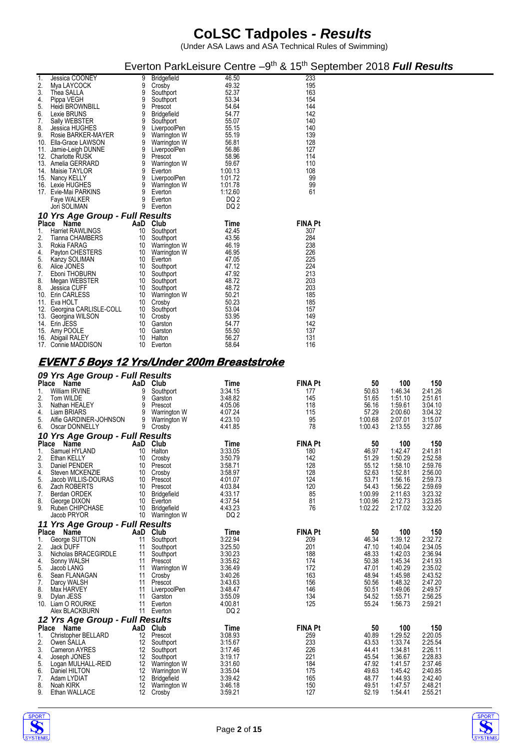# CoLSC Tadpoles - *Results*

(Under ASA Laws and ASA Technical Rules of Swimming)

Everton ParkLeisure Centre –9th & 15th September 2018 ***Full Results***

| Place | Name | AaD | Club | Time | FINA Pt |
|---|---|---|---|---|---|
| 1. | Jessica COONEY | 9 | Bridgefield | 46.50 | 233 |
| 2. | Mya LAYCOCK | 9 | Crosby | 49.32 | 195 |
| 3. | Thea SALLA | 9 | Southport | 52.37 | 163 |
| 4. | Pippa VEGH | 9 | Southport | 53.34 | 154 |
| 5. | Heidi BROWNBILL | 9 | Prescot | 54.64 | 144 |
| 6. | Lexie BRUNS | 9 | Bridgefield | 54.77 | 142 |
| 7. | Sally WEBSTER | 9 | Southport | 55.07 | 140 |
| 8. | Jessica HUGHES | 9 | LiverpoolPen | 55.15 | 140 |
| 9. | Rosie BARKER-MAYER | 9 | Warrington W | 55.19 | 139 |
| 10. | Ella-Grace LAWSON | 9 | Warrington W | 56.81 | 128 |
| 11. | Jamie-Leigh DUNNE | 9 | LiverpoolPen | 56.86 | 127 |
| 12. | Charlotte RUSK | 9 | Prescot | 58.96 | 114 |
| 13. | Amelia GERRARD | 9 | Warrington W | 59.67 | 110 |
| 14. | Maisie TAYLOR | 9 | Everton | 1:00.13 | 108 |
| 15. | Nancy KELLY | 9 | LiverpoolPen | 1:01.72 | 99 |
| 16. | Lexie HUGHES | 9 | Warrington W | 1:01.78 | 99 |
| 17. | Evie-Mai PARKINS | 9 | Everton | 1:12.60 | 61 |
| | Faye WALKER | 9 | Everton | DQ 2 | |
| | Jori SOLIMAN | 9 | Everton | DQ 2 | |

### *10 Yrs Age Group - Full Results*

| Place | Name | AaD | Club | Time | FINA Pt |
|---|---|---|---|---|---|
| 1. | Harriet RAWLINGS | 10 | Southport | 42.45 | 307 |
| 2. | Tianna CHAMBERS | 10 | Southport | 43.56 | 284 |
| 3. | Rokia FARAG | 10 | Warrington W | 46.19 | 238 |
| 4. | Payton CHESTERS | 10 | Warrington W | 46.95 | 226 |
| 5. | Kanzy SOLIMAN | 10 | Everton | 47.05 | 225 |
| 6. | Alice JONES | 10 | Southport | 47.12 | 224 |
| 7. | Eboni THOBURN | 10 | Southport | 47.92 | 213 |
| 8. | Megan WEBSTER | 10 | Southport | 48.72 | 203 |
| 8. | Jessica CUFF | 10 | Southport | 48.72 | 203 |
| 10. | Erin CARLESS | 10 | Warrington W | 50.21 | 185 |
| 11. | Eva HOLT | 10 | Crosby | 50.23 | 185 |
| 12. | Georgina CARLISLE-COLL | 10 | Southport | 53.04 | 157 |
| 13. | Georgina WILSON | 10 | Crosby | 53.95 | 149 |
| 14. | Erin JESS | 10 | Garston | 54.77 | 142 |
| 15. | Amy POOLE | 10 | Garston | 55.50 | 137 |
| 16. | Abigail RALEY | 10 | Halton | 56.27 | 131 |
| 17. | Connie MADDISON | 10 | Everton | 58.64 | 116 |

## EVENT 5 Boys 12 Yrs/Under 200m Breaststroke

### *09 Yrs Age Group - Full Results*

| Place | Name | AaD | Club | Time | FINA Pt | 50 | 100 | 150 |
|---|---|---|---|---|---|---|---|---|
| 1. | William IRVINE | 9 | Southport | 3:34.15 | 177 | 50.63 | 1:46.34 | 2:41.26 |
| 2. | Tom WILDE | 9 | Garston | 3:48.82 | 145 | 51.65 | 1:51.10 | 2:51.61 |
| 3. | Nathan HEALEY | 9 | Prescot | 4:05.06 | 118 | 56.16 | 1:59.61 | 3:04.10 |
| 4. | Liam BRIARS | 9 | Warrington W | 4:07.24 | 115 | 57.29 | 2:00.60 | 3:04.32 |
| 5. | Alfie GARDINER-JOHNSON | 9 | Warrington W | 4:23.10 | 95 | 1:00.68 | 2:07.01 | 3:15.07 |
| 6. | Oscar DONNELLY | 9 | Crosby | 4:41.85 | 78 | 1:00.43 | 2:13.55 | 3:27.86 |

### *10 Yrs Age Group - Full Results*

| Place | Name | AaD | Club | Time | FINA Pt | 50 | 100 | 150 |
|---|---|---|---|---|---|---|---|---|
| 1. | Samuel HYLAND | 10 | Halton | 3:33.05 | 180 | 46.97 | 1:42.47 | 2:41.81 |
| 2. | Ethan KELLY | 10 | Crosby | 3:50.79 | 142 | 51.29 | 1:50.29 | 2:52.58 |
| 3. | Daniel PENDER | 10 | Prescot | 3:58.71 | 128 | 55.12 | 1:58.10 | 2:59.76 |
| 4. | Steven MCKENZIE | 10 | Crosby | 3:58.97 | 128 | 52.63 | 1:52.81 | 2:56.00 |
| 5. | Jacob WILLIS-DOURAS | 10 | Prescot | 4:01.07 | 124 | 53.71 | 1:56.16 | 2:59.73 |
| 6. | Zach ROBERTS | 10 | Prescot | 4:03.84 | 120 | 54.43 | 1:56.22 | 2:59.69 |
| 7. | Berdan ORDEK | 10 | Bridgefield | 4:33.17 | 85 | 1:00.99 | 2:11.63 | 3:23.32 |
| 8. | George DIXON | 10 | Everton | 4:37.54 | 81 | 1:00.96 | 2:12.73 | 3:23.85 |
| 9. | Ruben CHIPCHASE | 10 | Bridgefield | 4:43.23 | 76 | 1:02.22 | 2:17.02 | 3:32.20 |
| | Jacob PRYOR | 10 | Warrington W | DQ 2 | | | | |

### *11 Yrs Age Group - Full Results*

| Place | Name | AaD | Club | Time | FINA Pt | 50 | 100 | 150 |
|---|---|---|---|---|---|---|---|---|
| 1. | George SUTTON | 11 | Southport | 3:22.94 | 209 | 46.34 | 1:39.12 | 2:32.72 |
| 2. | Jack DUFF | 11 | Southport | 3:25.50 | 201 | 47.10 | 1:40.04 | 2:34.05 |
| 3. | Nicholas BRACEGIRDLE | 11 | Southport | 3:30.23 | 188 | 48.33 | 1:42.03 | 2:36.94 |
| 4. | Sonny WALSH | 11 | Prescot | 3:35.62 | 174 | 50.38 | 1:45.34 | 2:41.93 |
| 5. | Jacob LANG | 11 | Warrington W | 3:36.49 | 172 | 47.01 | 1:40.29 | 2:35.02 |
| 6. | Sean FLANAGAN | 11 | Crosby | 3:40.26 | 163 | 48.94 | 1:45.98 | 2:43.52 |
| 7. | Darcy WALSH | 11 | Prescot | 3:43.63 | 156 | 50.56 | 1:48.32 | 2:47.20 |
| 8. | Max HARVEY | 11 | LiverpoolPen | 3:48.47 | 146 | 50.51 | 1:49.06 | 2:49.57 |
| 9. | Dylan JESS | 11 | Garston | 3:55.09 | 134 | 54.52 | 1:55.71 | 2:56.25 |
| 10. | Liam O ROURKE | 11 | Everton | 4:00.81 | 125 | 55.24 | 1:56.73 | 2:59.21 |
| | Alex BLACKBURN | 11 | Everton | DQ 2 | | | | |

### *12 Yrs Age Group - Full Results*

| Place | Name | AaD | Club | Time | FINA Pt | 50 | 100 | 150 |
|---|---|---|---|---|---|---|---|---|
| 1. | Christopher BELLARD | 12 | Prescot | 3:08.93 | 259 | 40.89 | 1:29.52 | 2:20.05 |
| 2. | Owen SALLA | 12 | Southport | 3:15.67 | 233 | 43.53 | 1:33.74 | 2:25.54 |
| 3. | Cameron AYRES | 12 | Southport | 3:17.46 | 226 | 44.41 | 1:34.81 | 2:26.11 |
| 4. | Joseph JONES | 12 | Southport | 3:19.17 | 221 | 45.54 | 1:36.67 | 2:28.83 |
| 5. | Logan MULHALL-REID | 12 | Warrington W | 3:31.60 | 184 | 47.92 | 1:41.57 | 2:37.46 |
| 6. | Daniel HILTON | 12 | Warrington W | 3:35.04 | 175 | 49.63 | 1:45.42 | 2:40.85 |
| 7. | Adam LYDIAT | 12 | Bridgefield | 3:39.42 | 165 | 48.77 | 1:44.93 | 2:42.40 |
| 8. | Noah KIRK | 12 | Warrington W | 3:46.18 | 150 | 49.51 | 1:47.57 | 2:48.21 |
| 9. | Ethan WALLACE | 12 | Crosby | 3:59.21 | 127 | 52.19 | 1:54.41 | 2:55.21 |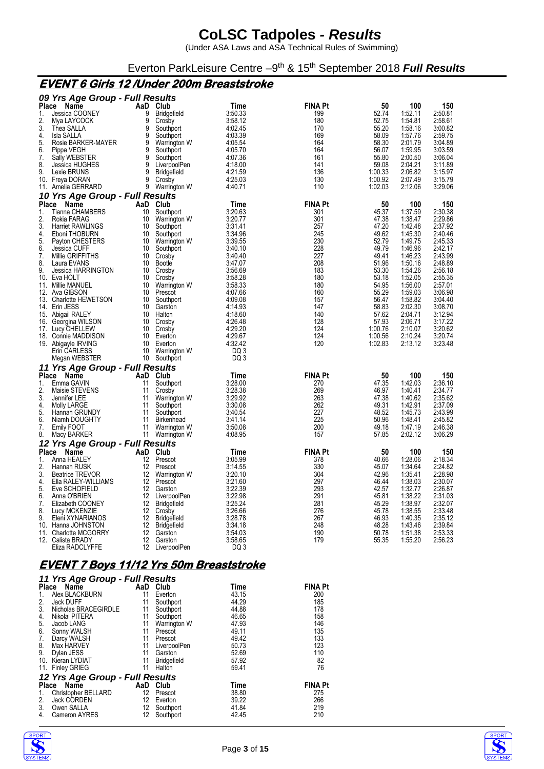# CoLSC Tadpoles - *Results*

(Under ASA Laws and ASA Technical Rules of Swimming)

Everton ParkLeisure Centre –9th & 15th September 2018 ***Full Results***

## EVENT 6 Girls 12 /Under 200m Breaststroke

### 09 Yrs Age Group - Full Results

| Place | Name | AaD | Club | Time | FINA Pt | 50 | 100 | 150 |
|---|---|---|---|---|---|---|---|---|
| 1. | Jessica COONEY | 9 | Bridgefield | 3:50.33 | 199 | 52.74 | 1:52.11 | 2:50.81 |
| 2. | Mya LAYCOCK | 9 | Crosby | 3:58.12 | 180 | 52.75 | 1:54.81 | 2:58.61 |
| 3. | Thea SALLA | 9 | Southport | 4:02.45 | 170 | 55.20 | 1:58.16 | 3:00.82 |
| 4. | Isla SALLA | 9 | Southport | 4:03.39 | 169 | 58.09 | 1:57.76 | 2:59.75 |
| 5. | Rosie BARKER-MAYER | 9 | Warrington W | 4:05.54 | 164 | 58.30 | 2:01.79 | 3:04.89 |
| 6. | Pippa VEGH | 9 | Southport | 4:05.70 | 164 | 56.07 | 1:59.95 | 3:03.59 |
| 7. | Sally WEBSTER | 9 | Southport | 4:07.36 | 161 | 55.80 | 2:00.50 | 3:06.04 |
| 8. | Jessica HUGHES | 9 | LiverpoolPen | 4:18.00 | 141 | 59.08 | 2:04.21 | 3:11.89 |
| 9. | Lexie BRUNS | 9 | Bridgefield | 4:21.59 | 136 | 1:00.33 | 2:06.82 | 3:15.97 |
| 10. | Freya DORAN | 9 | Crosby | 4:25.03 | 130 | 1:00.92 | 2:07.49 | 3:15.79 |
| 11. | Amelia GERRARD | 9 | Warrington W | 4:40.71 | 110 | 1:02.03 | 2:12.06 | 3:29.06 |

### 10 Yrs Age Group - Full Results

| Place | Name | AaD | Club | Time | FINA Pt | 50 | 100 | 150 |
|---|---|---|---|---|---|---|---|---|
| 1. | Tianna CHAMBERS | 10 | Southport | 3:20.63 | 301 | 45.37 | 1:37.59 | 2:30.38 |
| 2. | Rokia FARAG | 10 | Warrington W | 3:20.77 | 301 | 47.38 | 1:38.47 | 2:29.86 |
| 3. | Harriet RAWLINGS | 10 | Southport | 3:31.41 | 257 | 47.20 | 1:42.48 | 2:37.92 |
| 4. | Eboni THOBURN | 10 | Southport | 3:34.96 | 245 | 49.62 | 1:45.30 | 2:40.46 |
| 5. | Payton CHESTERS | 10 | Warrington W | 3:39.55 | 230 | 52.79 | 1:49.75 | 2:45.33 |
| 6. | Jessica CUFF | 10 | Southport | 3:40.10 | 228 | 49.79 | 1:46.96 | 2:42.17 |
| 7. | Millie GRIFFITHS | 10 | Crosby | 3:40.40 | 227 | 49.41 | 1:46.23 | 2:43.99 |
| 8. | Laura EVANS | 10 | Bootle | 3:47.07 | 208 | 51.96 | 1:50.16 | 2:48.89 |
| 9. | Jessica HARRINGTON | 10 | Crosby | 3:56.69 | 183 | 53.30 | 1:54.26 | 2:56.18 |
| 10. | Eva HOLT | 10 | Crosby | 3:58.28 | 180 | 53.18 | 1:52.05 | 2:55.35 |
| 11. | Millie MANUEL | 10 | Warrington W | 3:58.33 | 180 | 54.95 | 1:56.00 | 2:57.01 |
| 12. | Ava GIBSON | 10 | Prescot | 4:07.66 | 160 | 55.29 | 1:59.03 | 3:06.98 |
| 13. | Charlotte HEWETSON | 10 | Southport | 4:09.08 | 157 | 56.47 | 1:58.82 | 3:04.40 |
| 14. | Erin JESS | 10 | Garston | 4:14.93 | 147 | 58.83 | 2:02.30 | 3:08.70 |
| 15. | Abigail RALEY | 10 | Halton | 4:18.60 | 140 | 57.62 | 2:04.71 | 3:12.94 |
| 16. | Georgina WILSON | 10 | Crosby | 4:26.48 | 128 | 57.93 | 2:06.71 | 3:17.22 |
| 17. | Lucy CHELLEW | 10 | Crosby | 4:29.20 | 124 | 1:00.76 | 2:10.07 | 3:20.62 |
| 18. | Connie MADDISON | 10 | Everton | 4:29.67 | 124 | 1:00.56 | 2:10.24 | 3:20.74 |
| 19. | Abigayle IRVING | 10 | Everton | 4:32.42 | 120 | 1:02.83 | 2:13.12 | 3:23.48 |
| | Erin CARLESS | 10 | Warrington W | DQ 3 | | | | |
| | Megan WEBSTER | 10 | Southport | DQ 3 | | | | |

### 11 Yrs Age Group - Full Results

| Place | Name | AaD | Club | Time | FINA Pt | 50 | 100 | 150 |
|---|---|---|---|---|---|---|---|---|
| 1. | Emma GAVIN | 11 | Southport | 3:28.00 | 270 | 47.35 | 1:42.03 | 2:36.10 |
| 2. | Maisie STEVENS | 11 | Crosby | 3:28.38 | 269 | 46.97 | 1:40.41 | 2:34.77 |
| 3. | Jennifer LEE | 11 | Warrington W | 3:29.92 | 263 | 47.38 | 1:40.62 | 2:35.62 |
| 4. | Molly LARGE | 11 | Southport | 3:30.08 | 262 | 49.31 | 1:42.91 | 2:37.09 |
| 5. | Hannah GRUNDY | 11 | Southport | 3:40.54 | 227 | 48.52 | 1:45.73 | 2:43.99 |
| 6. | Niamh DOUGHTY | 11 | Birkenhead | 3:41.14 | 225 | 50.96 | 1:48.41 | 2:45.82 |
| 7. | Emily FOOT | 11 | Warrington W | 3:50.08 | 200 | 49.18 | 1:47.19 | 2:46.38 |
| 8. | Macy BARKER | 11 | Warrington W | 4:08.95 | 157 | 57.85 | 2:02.12 | 3:06.29 |

### 12 Yrs Age Group - Full Results

| Place | Name | AaD | Club | Time | FINA Pt | 50 | 100 | 150 |
|---|---|---|---|---|---|---|---|---|
| 1. | Anna HEALEY | 12 | Prescot | 3:05.99 | 378 | 40.66 | 1:28.06 | 2:18.34 |
| 2. | Hannah RUSK | 12 | Prescot | 3:14.55 | 330 | 45.07 | 1:34.64 | 2:24.82 |
| 3. | Beatrice TREVOR | 12 | Warrington W | 3:20.10 | 304 | 42.96 | 1:35.41 | 2:28.98 |
| 4. | Ella RALEY-WILLIAMS | 12 | Prescot | 3:21.60 | 297 | 46.44 | 1:38.03 | 2:30.07 |
| 5. | Eve SCHOFIELD | 12 | Garston | 3:22.39 | 293 | 42.57 | 1:32.77 | 2:26.87 |
| 6. | Anna O'BRIEN | 12 | LiverpoolPen | 3:22.98 | 291 | 45.81 | 1:38.22 | 2:31.03 |
| 7. | Elizabeth COONEY | 12 | Bridgefield | 3:25.24 | 281 | 45.29 | 1:38.97 | 2:32.07 |
| 8. | Lucy MCKENZIE | 12 | Crosby | 3:26.66 | 276 | 45.78 | 1:38.55 | 2:33.48 |
| 9. | Eleni XYNARIANOS | 12 | Bridgefield | 3:28.78 | 267 | 46.93 | 1:40.35 | 2:35.12 |
| 10. | Hanna JOHNSTON | 12 | Bridgefield | 3:34.18 | 248 | 48.28 | 1:43.46 | 2:39.84 |
| 11. | Charlotte MCGORRY | 12 | Garston | 3:54.03 | 190 | 50.78 | 1:51.38 | 2:53.33 |
| 12. | Calista BRADY | 12 | Garston | 3:58.65 | 179 | 55.35 | 1:55.20 | 2:56.23 |
| | Eliza RADCLYFFE | 12 | LiverpoolPen | DQ 3 | | | | |

## EVENT 7 Boys 11/12 Yrs 50m Breaststroke

### 11 Yrs Age Group - Full Results

| Place | Name | AaD | Club | Time | FINA Pt |
|---|---|---|---|---|---|
| 1. | Alex BLACKBURN | 11 | Everton | 43.15 | 200 |
| 2. | Jack DUFF | 11 | Southport | 44.29 | 185 |
| 3. | Nicholas BRACEGIRDLE | 11 | Southport | 44.88 | 178 |
| 4. | Nikolai PITERA | 11 | Southport | 46.65 | 158 |
| 5. | Jacob LANG | 11 | Warrington W | 47.93 | 146 |
| 6. | Sonny WALSH | 11 | Prescot | 49.11 | 135 |
| 7. | Darcy WALSH | 11 | Prescot | 49.42 | 133 |
| 8. | Max HARVEY | 11 | LiverpoolPen | 50.73 | 123 |
| 9. | Dylan JESS | 11 | Garston | 52.69 | 110 |
| 10. | Kieran LYDIAT | 11 | Bridgefield | 57.92 | 82 |
| 11. | Finley GRIEG | 11 | Halton | 59.41 | 76 |

### 12 Yrs Age Group - Full Results

| Place | Name | AaD | Club | Time | FINA Pt |
|---|---|---|---|---|---|
| 1. | Christopher BELLARD | 12 | Prescot | 38.80 | 275 |
| 2. | Jack CORDEN | 12 | Everton | 39.22 | 266 |
| 3. | Owen SALLA | 12 | Southport | 41.84 | 219 |
| 4. | Cameron AYRES | 12 | Southport | 42.45 | 210 |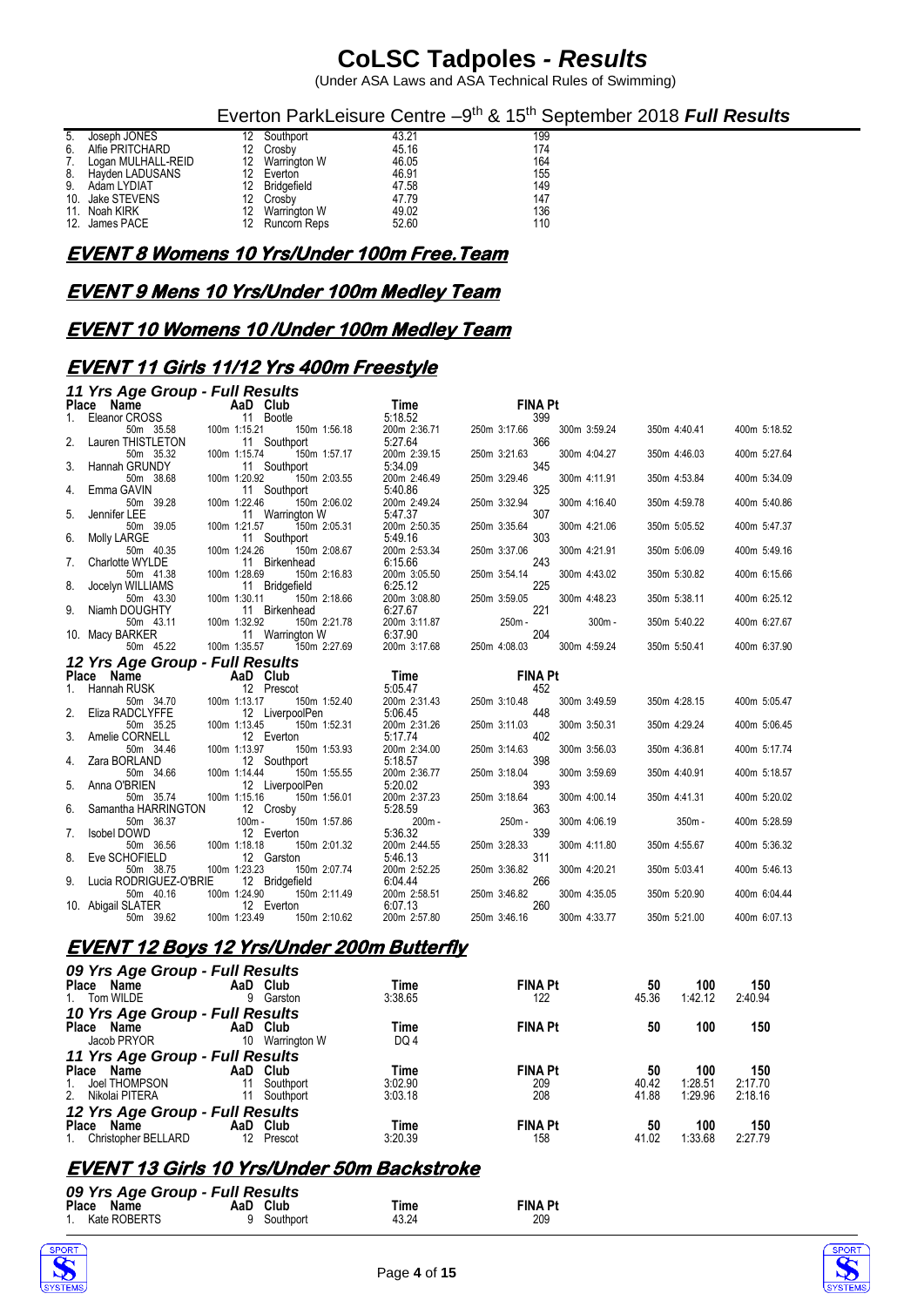# CoLSC Tadpoles - *Results*

(Under ASA Laws and ASA Technical Rules of Swimming)

## Everton ParkLeisure Centre –9th & 15th September 2018 *Full Results*

| Place | Name | AaD | Club | Time | FINA Pt |
|---|---|---|---|---|---|
| 5. | Joseph JONES | 12 | Southport | 43.21 | 199 |
| 6. | Alfie PRITCHARD | 12 | Crosby | 45.16 | 174 |
| 7. | Logan MULHALL-REID | 12 | Warrington W | 46.05 | 164 |
| 8. | Hayden LADUSANS | 12 | Everton | 46.91 | 155 |
| 9. | Adam LYDIAT | 12 | Bridgefield | 47.58 | 149 |
| 10. | Jake STEVENS | 12 | Crosby | 47.79 | 147 |
| 11. | Noah KIRK | 12 | Warrington W | 49.02 | 136 |
| 12. | James PACE | 12 | Runcorn Reps | 52.60 | 110 |

## EVENT 8 Womens 10 Yrs/Under 100m Free.Team

## EVENT 9 Mens 10 Yrs/Under 100m Medley Team

## EVENT 10 Womens 10 /Under 100m Medley Team

## EVENT 11 Girls 11/12 Yrs 400m Freestyle

### 11 Yrs Age Group - Full Results

| Place | Name | AaD | Club | Time | FINA Pt |
|---|---|---|---|---|---|
| 1. | Eleanor CROSS | 11 | Bootle | 5:18.52 | 399 |
| | 50m 35.58 | 100m 1:15.21 | 150m 1:56.18 | 200m 2:36.71 | 250m 3:17.66 / 300m 3:59.24 / 350m 4:40.41 / 400m 5:18.52 |
| 2. | Lauren THISTLETON | 11 | Southport | 5:27.64 | 366 |
| | 50m 35.32 | 100m 1:15.74 | 150m 1:57.17 | 200m 2:39.15 | 250m 3:21.63 / 300m 4:04.27 / 350m 4:46.03 / 400m 5:27.64 |
| 3. | Hannah GRUNDY | 11 | Southport | 5:34.09 | 345 |
| | 50m 38.68 | 100m 1:20.92 | 150m 2:03.55 | 200m 2:46.49 | 250m 3:29.46 / 300m 4:11.91 / 350m 4:53.84 / 400m 5:34.09 |
| 4. | Emma GAVIN | 11 | Southport | 5:40.86 | 325 |
| | 50m 39.28 | 100m 1:22.46 | 150m 2:06.02 | 200m 2:49.24 | 250m 3:32.94 / 300m 4:16.40 / 350m 4:59.78 / 400m 5:40.86 |
| 5. | Jennifer LEE | 11 | Warrington W | 5:47.37 | 307 |
| | 50m 39.05 | 100m 1:21.57 | 150m 2:05.31 | 200m 2:50.35 | 250m 3:35.64 / 300m 4:21.06 / 350m 5:05.52 / 400m 5:47.37 |
| 6. | Molly LARGE | 11 | Southport | 5:49.16 | 303 |
| | 50m 40.35 | 100m 1:24.26 | 150m 2:08.67 | 200m 2:53.34 | 250m 3:37.06 / 300m 4:21.91 / 350m 5:06.09 / 400m 5:49.16 |
| 7. | Charlotte WYLDE | 11 | Birkenhead | 6:15.66 | 243 |
| | 50m 41.38 | 100m 1:28.69 | 150m 2:16.83 | 200m 3:05.50 | 250m 3:54.14 / 300m 4:43.02 / 350m 5:30.82 / 400m 6:15.66 |
| 8. | Jocelyn WILLIAMS | 11 | Bridgefield | 6:25.12 | 225 |
| | 50m 43.30 | 100m 1:30.11 | 150m 2:18.66 | 200m 3:08.80 | 250m 3:59.05 / 300m 4:48.23 / 350m 5:38.11 / 400m 6:25.12 |
| 9. | Niamh DOUGHTY | 11 | Birkenhead | 6:27.67 | 221 |
| | 50m 43.11 | 100m 1:32.92 | 150m 2:21.78 | 200m 3:11.87 | 250m - / 300m - / 350m 5:40.22 / 400m 6:27.67 |
| 10. | Macy BARKER | 11 | Warrington W | 6:37.90 | 204 |
| | 50m 45.22 | 100m 1:35.57 | 150m 2:27.69 | 200m 3:17.68 | 250m 4:08.03 / 300m 4:59.24 / 350m 5:50.41 / 400m 6:37.90 |

### 12 Yrs Age Group - Full Results

| Place | Name | AaD | Club | Time | FINA Pt |
|---|---|---|---|---|---|
| 1. | Hannah RUSK | 12 | Prescot | 5:05.47 | 452 |
| | 50m 34.70 | 100m 1:13.17 | 150m 1:52.40 | 200m 2:31.43 | 250m 3:10.48 / 300m 3:49.59 / 350m 4:28.15 / 400m 5:05.47 |
| 2. | Eliza RADCLYFFE | 12 | LiverpoolPen | 5:06.45 | 448 |
| | 50m 35.25 | 100m 1:13.45 | 150m 1:52.31 | 200m 2:31.26 | 250m 3:11.03 / 300m 3:50.31 / 350m 4:29.24 / 400m 5:06.45 |
| 3. | Amelie CORNELL | 12 | Everton | 5:17.74 | 402 |
| | 50m 34.46 | 100m 1:13.97 | 150m 1:53.93 | 200m 2:34.00 | 250m 3:14.63 / 300m 3:56.03 / 350m 4:36.81 / 400m 5:17.74 |
| 4. | Zara BORLAND | 12 | Southport | 5:18.57 | 398 |
| | 50m 34.66 | 100m 1:14.44 | 150m 1:55.55 | 200m 2:36.77 | 250m 3:18.04 / 300m 3:59.69 / 350m 4:40.91 / 400m 5:18.57 |
| 5. | Anna O'BRIEN | 12 | LiverpoolPen | 5:20.02 | 393 |
| | 50m 35.74 | 100m 1:15.16 | 150m 1:56.01 | 200m 2:37.23 | 250m 3:18.64 / 300m 4:00.14 / 350m 4:41.31 / 400m 5:20.02 |
| 6. | Samantha HARRINGTON | 12 | Crosby | 5:28.59 | 363 |
| | 50m 36.37 | 100m - | 150m 1:57.86 | 200m - | 250m - / 300m 4:06.19 / 350m - / 400m 5:28.59 |
| 7. | Isobel DOWD | 12 | Everton | 5:36.32 | 339 |
| | 50m 36.56 | 100m 1:18.18 | 150m 2:01.32 | 200m 2:44.55 | 250m 3:28.33 / 300m 4:11.80 / 350m 4:55.67 / 400m 5:36.32 |
| 8. | Eve SCHOFIELD | 12 | Garston | 5:46.13 | 311 |
| | 50m 38.75 | 100m 1:23.23 | 150m 2:07.74 | 200m 2:52.25 | 250m 3:36.82 / 300m 4:20.21 / 350m 5:03.41 / 400m 5:46.13 |
| 9. | Lucia RODRIGUEZ-O'BRIE | 12 | Bridgefield | 6:04.44 | 266 |
| | 50m 40.16 | 100m 1:24.90 | 150m 2:11.49 | 200m 2:58.51 | 250m 3:46.82 / 300m 4:35.05 / 350m 5:20.90 / 400m 6:04.44 |
| 10. | Abigail SLATER | 12 | Everton | 6:07.13 | 260 |
| | 50m 39.62 | 100m 1:23.49 | 150m 2:10.62 | 200m 2:57.80 | 250m 3:46.16 / 300m 4:33.77 / 350m 5:21.00 / 400m 6:07.13 |

## EVENT 12 Boys 12 Yrs/Under 200m Butterfly

### 09 Yrs Age Group - Full Results

| Place | Name | AaD | Club | Time | FINA Pt | 50 | 100 | 150 |
|---|---|---|---|---|---|---|---|---|
| 1. | Tom WILDE | 9 | Garston | 3:38.65 | 122 | 45.36 | 1:42.12 | 2:40.94 |

### 10 Yrs Age Group - Full Results

| Place | Name | AaD | Club | Time | FINA Pt | 50 | 100 | 150 |
|---|---|---|---|---|---|---|---|---|
| | Jacob PRYOR | 10 | Warrington W | DQ 4 | | | | |

### 11 Yrs Age Group - Full Results

| Place | Name | AaD | Club | Time | FINA Pt | 50 | 100 | 150 |
|---|---|---|---|---|---|---|---|---|
| 1. | Joel THOMPSON | 11 | Southport | 3:02.90 | 209 | 40.42 | 1:28.51 | 2:17.70 |
| 2. | Nikolai PITERA | 11 | Southport | 3:03.18 | 208 | 41.88 | 1:29.96 | 2:18.16 |

### 12 Yrs Age Group - Full Results

| Place | Name | AaD | Club | Time | FINA Pt | 50 | 100 | 150 |
|---|---|---|---|---|---|---|---|---|
| 1. | Christopher BELLARD | 12 | Prescot | 3:20.39 | 158 | 41.02 | 1:33.68 | 2:27.79 |

## EVENT 13 Girls 10 Yrs/Under 50m Backstroke

### 09 Yrs Age Group - Full Results

| Place | Name | AaD | Club | Time | FINA Pt |
|---|---|---|---|---|---|
| 1. | Kate ROBERTS | 9 | Southport | 43.24 | 209 |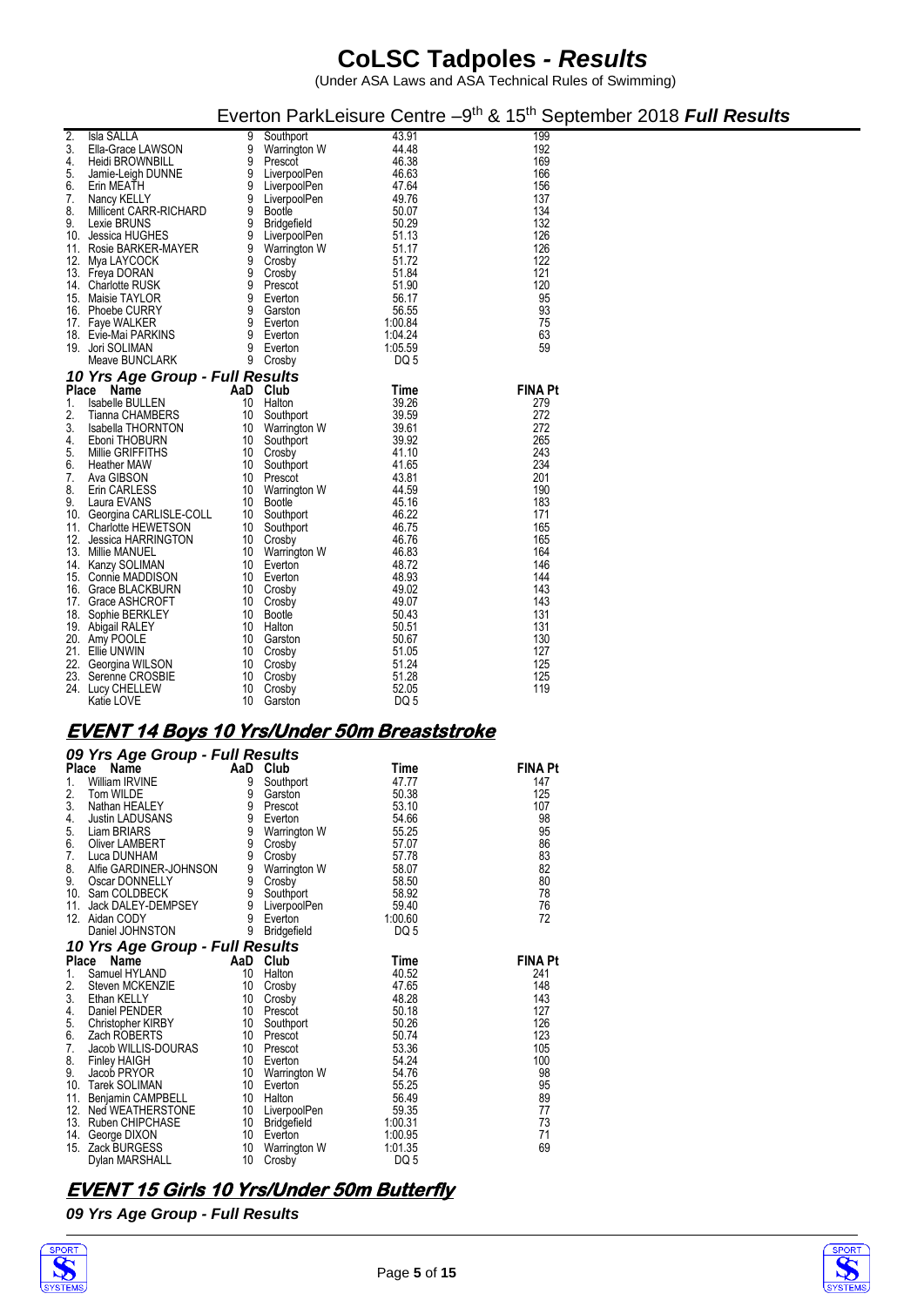# CoLSC Tadpoles - *Results*

(Under ASA Laws and ASA Technical Rules of Swimming)

Everton ParkLeisure Centre –9th & 15th September 2018 ***Full Results***

| Place | Name | AaD | Club | Time | FINA Pt |
|---|---|---|---|---|---|
| 2. | Isla SALLA | 9 | Southport | 43.91 | 199 |
| 3. | Ella-Grace LAWSON | 9 | Warrington W | 44.48 | 192 |
| 4. | Heidi BROWNBILL | 9 | Prescot | 46.38 | 169 |
| 5. | Jamie-Leigh DUNNE | 9 | LiverpoolPen | 46.63 | 166 |
| 6. | Erin MEATH | 9 | LiverpoolPen | 47.64 | 156 |
| 7. | Nancy KELLY | 9 | LiverpoolPen | 49.76 | 137 |
| 8. | Millicent CARR-RICHARD | 9 | Bootle | 50.07 | 134 |
| 9. | Lexie BRUNS | 9 | Bridgefield | 50.29 | 132 |
| 10. | Jessica HUGHES | 9 | LiverpoolPen | 51.13 | 126 |
| 11. | Rosie BARKER-MAYER | 9 | Warrington W | 51.17 | 126 |
| 12. | Mya LAYCOCK | 9 | Crosby | 51.72 | 122 |
| 13. | Freya DORAN | 9 | Crosby | 51.84 | 121 |
| 14. | Charlotte RUSK | 9 | Prescot | 51.90 | 120 |
| 15. | Maisie TAYLOR | 9 | Everton | 56.17 | 95 |
| 16. | Phoebe CURRY | 9 | Garston | 56.55 | 93 |
| 17. | Faye WALKER | 9 | Everton | 1:00.84 | 75 |
| 18. | Evie-Mai PARKINS | 9 | Everton | 1:04.24 | 63 |
| 19. | Jori SOLIMAN | 9 | Everton | 1:05.59 | 59 |
| | Meave BUNCLARK | 9 | Crosby | DQ 5 | |

### *10 Yrs Age Group - Full Results*

| Place | Name | AaD | Club | Time | FINA Pt |
|---|---|---|---|---|---|
| 1. | Isabelle BULLEN | 10 | Halton | 39.26 | 279 |
| 2. | Tianna CHAMBERS | 10 | Southport | 39.59 | 272 |
| 3. | Isabella THORNTON | 10 | Warrington W | 39.61 | 272 |
| 4. | Eboni THOBURN | 10 | Southport | 39.92 | 265 |
| 5. | Millie GRIFFITHS | 10 | Crosby | 41.10 | 243 |
| 6. | Heather MAW | 10 | Southport | 41.65 | 234 |
| 7. | Ava GIBSON | 10 | Prescot | 43.81 | 201 |
| 8. | Erin CARLESS | 10 | Warrington W | 44.59 | 190 |
| 9. | Laura EVANS | 10 | Bootle | 45.16 | 183 |
| 10. | Georgina CARLISLE-COLL | 10 | Southport | 46.22 | 171 |
| 11. | Charlotte HEWETSON | 10 | Southport | 46.75 | 165 |
| 12. | Jessica HARRINGTON | 10 | Crosby | 46.76 | 165 |
| 13. | Millie MANUEL | 10 | Warrington W | 46.83 | 164 |
| 14. | Kanzy SOLIMAN | 10 | Everton | 48.72 | 146 |
| 15. | Connie MADDISON | 10 | Everton | 48.93 | 144 |
| 16. | Grace BLACKBURN | 10 | Crosby | 49.02 | 143 |
| 17. | Grace ASHCROFT | 10 | Crosby | 49.07 | 143 |
| 18. | Sophie BERKLEY | 10 | Bootle | 50.43 | 131 |
| 19. | Abigail RALEY | 10 | Halton | 50.51 | 131 |
| 20. | Amy POOLE | 10 | Garston | 50.67 | 130 |
| 21. | Ellie UNWIN | 10 | Crosby | 51.05 | 127 |
| 22. | Georgina WILSON | 10 | Crosby | 51.24 | 125 |
| 23. | Serenne CROSBIE | 10 | Crosby | 51.28 | 125 |
| 24. | Lucy CHELLEW | 10 | Crosby | 52.05 | 119 |
| | Katie LOVE | 10 | Garston | DQ 5 | |

## EVENT 14 Boys 10 Yrs/Under 50m Breaststroke

### *09 Yrs Age Group - Full Results*

| Place | Name | AaD | Club | Time | FINA Pt |
|---|---|---|---|---|---|
| 1. | William IRVINE | 9 | Southport | 47.77 | 147 |
| 2. | Tom WILDE | 9 | Garston | 50.38 | 125 |
| 3. | Nathan HEALEY | 9 | Prescot | 53.10 | 107 |
| 4. | Justin LADUSANS | 9 | Everton | 54.66 | 98 |
| 5. | Liam BRIARS | 9 | Warrington W | 55.25 | 95 |
| 6. | Oliver LAMBERT | 9 | Crosby | 57.07 | 86 |
| 7. | Luca DUNHAM | 9 | Crosby | 57.78 | 83 |
| 8. | Alfie GARDINER-JOHNSON | 9 | Warrington W | 58.07 | 82 |
| 9. | Oscar DONNELLY | 9 | Crosby | 58.50 | 80 |
| 10. | Sam COLDBECK | 9 | Southport | 58.92 | 78 |
| 11. | Jack DALEY-DEMPSEY | 9 | LiverpoolPen | 59.40 | 76 |
| 12. | Aidan CODY | 9 | Everton | 1:00.60 | 72 |
| | Daniel JOHNSTON | 9 | Bridgefield | DQ 5 | |

### *10 Yrs Age Group - Full Results*

| Place | Name | AaD | Club | Time | FINA Pt |
|---|---|---|---|---|---|
| 1. | Samuel HYLAND | 10 | Halton | 40.52 | 241 |
| 2. | Steven MCKENZIE | 10 | Crosby | 47.65 | 148 |
| 3. | Ethan KELLY | 10 | Crosby | 48.28 | 143 |
| 4. | Daniel PENDER | 10 | Prescot | 50.18 | 127 |
| 5. | Christopher KIRBY | 10 | Southport | 50.26 | 126 |
| 6. | Zach ROBERTS | 10 | Prescot | 50.74 | 123 |
| 7. | Jacob WILLIS-DOURAS | 10 | Prescot | 53.36 | 105 |
| 8. | Finley HAIGH | 10 | Everton | 54.24 | 100 |
| 9. | Jacob PRYOR | 10 | Warrington W | 54.76 | 98 |
| 10. | Tarek SOLIMAN | 10 | Everton | 55.25 | 95 |
| 11. | Benjamin CAMPBELL | 10 | Halton | 56.49 | 89 |
| 12. | Ned WEATHERSTONE | 10 | LiverpoolPen | 59.35 | 77 |
| 13. | Ruben CHIPCHASE | 10 | Bridgefield | 1:00.31 | 73 |
| 14. | George DIXON | 10 | Everton | 1:00.95 | 71 |
| 15. | Zack BURGESS | 10 | Warrington W | 1:01.35 | 69 |
| | Dylan MARSHALL | 10 | Crosby | DQ 5 | |

## EVENT 15 Girls 10 Yrs/Under 50m Butterfly

### *09 Yrs Age Group - Full Results*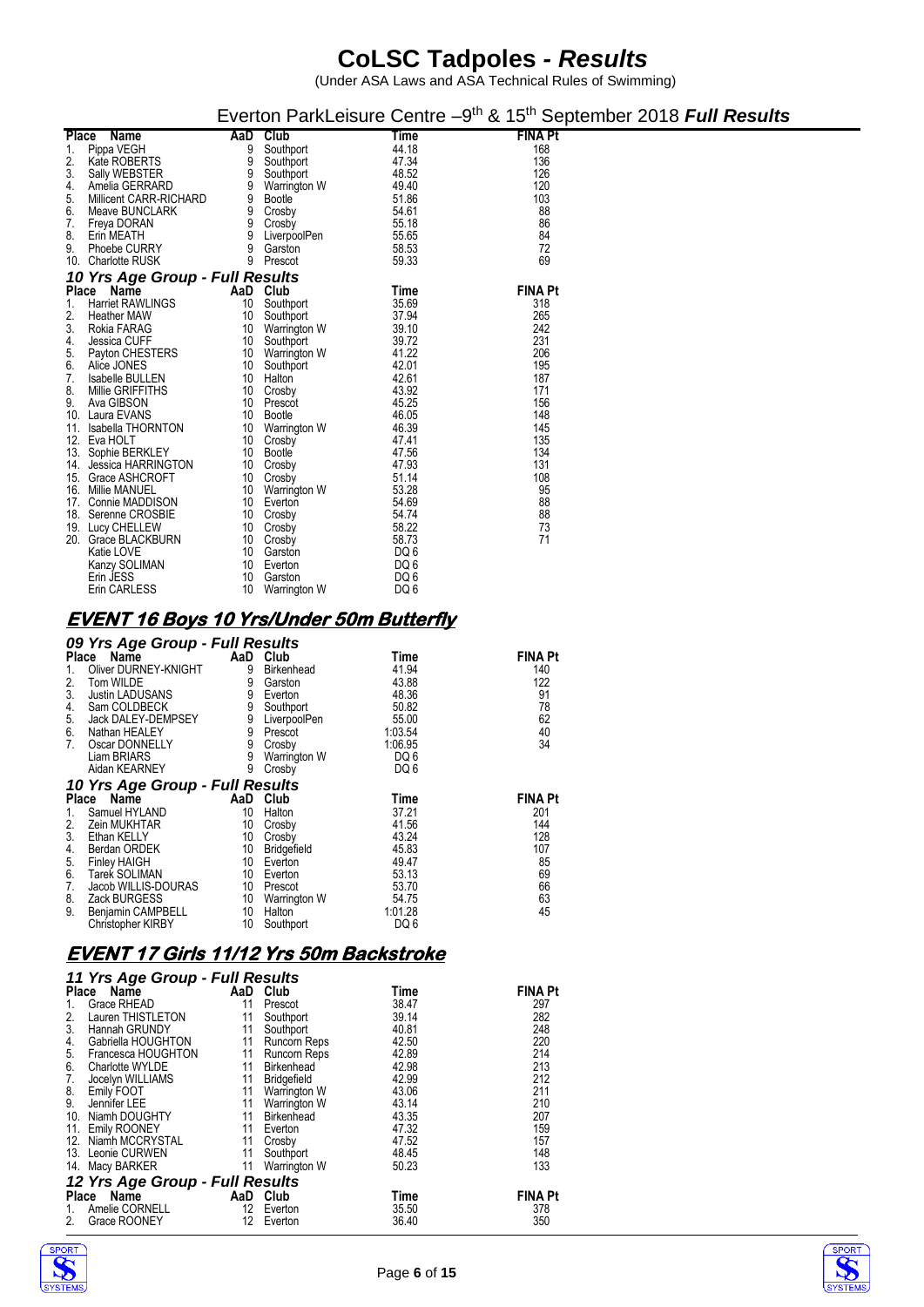# CoLSC Tadpoles - *Results*

(Under ASA Laws and ASA Technical Rules of Swimming)

Everton ParkLeisure Centre –9th & 15th September 2018 ***Full Results***

| Place | Name | AaD | Club | Time | FINA Pt |
|---|---|---|---|---|---|
| 1. | Pippa VEGH | 9 | Southport | 44.18 | 168 |
| 2. | Kate ROBERTS | 9 | Southport | 47.34 | 136 |
| 3. | Sally WEBSTER | 9 | Southport | 48.52 | 126 |
| 4. | Amelia GERRARD | 9 | Warrington W | 49.40 | 120 |
| 5. | Millicent CARR-RICHARD | 9 | Bootle | 51.86 | 103 |
| 6. | Meave BUNCLARK | 9 | Crosby | 54.61 | 88 |
| 7. | Freya DORAN | 9 | Crosby | 55.18 | 86 |
| 8. | Erin MEATH | 9 | LiverpoolPen | 55.65 | 84 |
| 9. | Phoebe CURRY | 9 | Garston | 58.53 | 72 |
| 10. | Charlotte RUSK | 9 | Prescot | 59.33 | 69 |

### *10 Yrs Age Group - Full Results*

| Place | Name | AaD | Club | Time | FINA Pt |
|---|---|---|---|---|---|
| 1. | Harriet RAWLINGS | 10 | Southport | 35.69 | 318 |
| 2. | Heather MAW | 10 | Southport | 37.94 | 265 |
| 3. | Rokia FARAG | 10 | Warrington W | 39.10 | 242 |
| 4. | Jessica CUFF | 10 | Southport | 39.72 | 231 |
| 5. | Payton CHESTERS | 10 | Warrington W | 41.22 | 206 |
| 6. | Alice JONES | 10 | Southport | 42.01 | 195 |
| 7. | Isabelle BULLEN | 10 | Halton | 42.61 | 187 |
| 8. | Millie GRIFFITHS | 10 | Crosby | 43.92 | 171 |
| 9. | Ava GIBSON | 10 | Prescot | 45.25 | 156 |
| 10. | Laura EVANS | 10 | Bootle | 46.05 | 148 |
| 11. | Isabella THORNTON | 10 | Warrington W | 46.39 | 145 |
| 12. | Eva HOLT | 10 | Crosby | 47.41 | 135 |
| 13. | Sophie BERKLEY | 10 | Bootle | 47.56 | 134 |
| 14. | Jessica HARRINGTON | 10 | Crosby | 47.93 | 131 |
| 15. | Grace ASHCROFT | 10 | Crosby | 51.14 | 108 |
| 16. | Millie MANUEL | 10 | Warrington W | 53.28 | 95 |
| 17. | Connie MADDISON | 10 | Everton | 54.69 | 88 |
| 18. | Serenne CROSBIE | 10 | Crosby | 54.74 | 88 |
| 19. | Lucy CHELLEW | 10 | Crosby | 58.22 | 73 |
| 20. | Grace BLACKBURN | 10 | Crosby | 58.73 | 71 |
| | Katie LOVE | 10 | Garston | DQ 6 | |
| | Kanzy SOLIMAN | 10 | Everton | DQ 6 | |
| | Erin JESS | 10 | Garston | DQ 6 | |
| | Erin CARLESS | 10 | Warrington W | DQ 6 | |

## EVENT 16 Boys 10 Yrs/Under 50m Butterfly

### *09 Yrs Age Group - Full Results*

| Place | Name | AaD | Club | Time | FINA Pt |
|---|---|---|---|---|---|
| 1. | Oliver DURNEY-KNIGHT | 9 | Birkenhead | 41.94 | 140 |
| 2. | Tom WILDE | 9 | Garston | 43.88 | 122 |
| 3. | Justin LADUSANS | 9 | Everton | 48.36 | 91 |
| 4. | Sam COLDBECK | 9 | Southport | 50.82 | 78 |
| 5. | Jack DALEY-DEMPSEY | 9 | LiverpoolPen | 55.00 | 62 |
| 6. | Nathan HEALEY | 9 | Prescot | 1:03.54 | 40 |
| 7. | Oscar DONNELLY | 9 | Crosby | 1:06.95 | 34 |
| | Liam BRIARS | 9 | Warrington W | DQ 6 | |
| | Aidan KEARNEY | 9 | Crosby | DQ 6 | |

### *10 Yrs Age Group - Full Results*

| Place | Name | AaD | Club | Time | FINA Pt |
|---|---|---|---|---|---|
| 1. | Samuel HYLAND | 10 | Halton | 37.21 | 201 |
| 2. | Zein MUKHTAR | 10 | Crosby | 41.56 | 144 |
| 3. | Ethan KELLY | 10 | Crosby | 43.24 | 128 |
| 4. | Berdan ORDEK | 10 | Bridgefield | 45.83 | 107 |
| 5. | Finley HAIGH | 10 | Everton | 49.47 | 85 |
| 6. | Tarek SOLIMAN | 10 | Everton | 53.13 | 69 |
| 7. | Jacob WILLIS-DOURAS | 10 | Prescot | 53.70 | 66 |
| 8. | Zack BURGESS | 10 | Warrington W | 54.75 | 63 |
| 9. | Benjamin CAMPBELL | 10 | Halton | 1:01.28 | 45 |
| | Christopher KIRBY | 10 | Southport | DQ 6 | |

## EVENT 17 Girls 11/12 Yrs 50m Backstroke

### *11 Yrs Age Group - Full Results*

| Place | Name | AaD | Club | Time | FINA Pt |
|---|---|---|---|---|---|
| 1. | Grace RHEAD | 11 | Prescot | 38.47 | 297 |
| 2. | Lauren THISTLETON | 11 | Southport | 39.14 | 282 |
| 3. | Hannah GRUNDY | 11 | Southport | 40.81 | 248 |
| 4. | Gabriella HOUGHTON | 11 | Runcorn Reps | 42.50 | 220 |
| 5. | Francesca HOUGHTON | 11 | Runcorn Reps | 42.89 | 214 |
| 6. | Charlotte WYLDE | 11 | Birkenhead | 42.98 | 213 |
| 7. | Jocelyn WILLIAMS | 11 | Bridgefield | 42.99 | 212 |
| 8. | Emily FOOT | 11 | Warrington W | 43.06 | 211 |
| 9. | Jennifer LEE | 11 | Warrington W | 43.14 | 210 |
| 10. | Niamh DOUGHTY | 11 | Birkenhead | 43.35 | 207 |
| 11. | Emily ROONEY | 11 | Everton | 47.32 | 159 |
| 12. | Niamh MCCRYSTAL | 11 | Crosby | 47.52 | 157 |
| 13. | Leonie CURWEN | 11 | Southport | 48.45 | 148 |
| 14. | Macy BARKER | 11 | Warrington W | 50.23 | 133 |

### *12 Yrs Age Group - Full Results*

| Place | Name | AaD | Club | Time | FINA Pt |
|---|---|---|---|---|---|
| 1. | Amelie CORNELL | 12 | Everton | 35.50 | 378 |
| 2. | Grace ROONEY | 12 | Everton | 36.40 | 350 |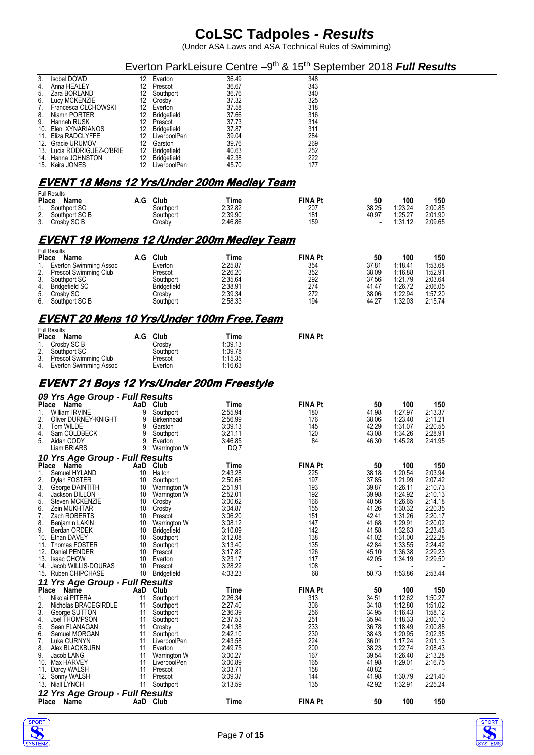# CoLSC Tadpoles - *Results*

(Under ASA Laws and ASA Technical Rules of Swimming)

Everton ParkLeisure Centre –9th & 15th September 2018 ***Full Results***

| Place | Name | AaD | Club | Time | FINA Pt |
|---|---|---|---|---|---|
| 3. | Isobel DOWD | 12 | Everton | 36.49 | 348 |
| 4. | Anna HEALEY | 12 | Prescot | 36.67 | 343 |
| 5. | Zara BORLAND | 12 | Southport | 36.76 | 340 |
| 6. | Lucy MCKENZIE | 12 | Crosby | 37.32 | 325 |
| 7. | Francesca OLCHOWSKI | 12 | Everton | 37.58 | 318 |
| 8. | Niamh PORTER | 12 | Bridgefield | 37.66 | 316 |
| 9. | Hannah RUSK | 12 | Prescot | 37.73 | 314 |
| 10. | Eleni XYNARIANOS | 12 | Bridgefield | 37.87 | 311 |
| 11. | Eliza RADCLYFFE | 12 | LiverpoolPen | 39.04 | 284 |
| 12. | Gracie URUMOV | 12 | Garston | 39.76 | 269 |
| 13. | Lucia RODRIGUEZ-O'BRIE | 12 | Bridgefield | 40.63 | 252 |
| 14. | Hanna JOHNSTON | 12 | Bridgefield | 42.38 | 222 |
| 15. | Keira JONES | 12 | LiverpoolPen | 45.70 | 177 |

## EVENT 18 Mens 12 Yrs/Under 200m Medley Team

Full Results

| Place | Name | A.G | Club | Time | FINA Pt | 50 | 100 | 150 |
|---|---|---|---|---|---|---|---|---|
| 1. | Southport SC | | Southport | 2:32.82 | 207 | 38.25 | 1:23.24 | 2:00.85 |
| 2. | Southport SC B | | Southport | 2:39.90 | 181 | 40.97 | 1:25.27 | 2:01.90 |
| 3. | Crosby SC B | | Crosby | 2:46.86 | 159 | - | 1:31.12 | 2:09.65 |

## EVENT 19 Womens 12 /Under 200m Medley Team

Full Results

| Place | Name | A.G | Club | Time | FINA Pt | 50 | 100 | 150 |
|---|---|---|---|---|---|---|---|---|
| 1. | Everton Swimming Assoc | | Everton | 2:25.87 | 354 | 37.81 | 1:18.41 | 1:53.68 |
| 2. | Prescot Swimming Club | | Prescot | 2:26.20 | 352 | 38.09 | 1:16.88 | 1:52.91 |
| 3. | Southport SC | | Southport | 2:35.64 | 292 | 37.56 | 1:21.79 | 2:03.64 |
| 4. | Bridgefield SC | | Bridgefield | 2:38.91 | 274 | 41.47 | 1:26.72 | 2:06.05 |
| 5. | Crosby SC | | Crosby | 2:39.34 | 272 | 38.06 | 1:22.94 | 1:57.20 |
| 6. | Southport SC B | | Southport | 2:58.33 | 194 | 44.27 | 1:32.03 | 2:15.74 |

## EVENT 20 Mens 10 Yrs/Under 100m Free.Team

Full Results

| Place | Name | A.G | Club | Time | FINA Pt |
|---|---|---|---|---|---|
| 1. | Crosby SC B | | Crosby | 1:09.13 | |
| 2. | Southport SC | | Southport | 1:09.78 | |
| 3. | Prescot Swimming Club | | Prescot | 1:15.35 | |
| 4. | Everton Swimming Assoc | | Everton | 1:16.63 | |

## EVENT 21 Boys 12 Yrs/Under 200m Freestyle

### 09 Yrs Age Group - Full Results

| Place | Name | AaD | Club | Time | FINA Pt | 50 | 100 | 150 |
|---|---|---|---|---|---|---|---|---|
| 1. | William IRVINE | 9 | Southport | 2:55.94 | 180 | 41.98 | 1:27.97 | 2:13.37 |
| 2. | Oliver DURNEY-KNIGHT | 9 | Birkenhead | 2:56.99 | 176 | 38.06 | 1:23.40 | 2:11.21 |
| 3. | Tom WILDE | 9 | Garston | 3:09.13 | 145 | 42.29 | 1:31.07 | 2:20.55 |
| 4. | Sam COLDBECK | 9 | Southport | 3:21.11 | 120 | 43.08 | 1:34.26 | 2:28.91 |
| 5. | Aidan CODY | 9 | Everton | 3:46.85 | 84 | 46.30 | 1:45.28 | 2:41.95 |
| | Liam BRIARS | 9 | Warrington W | DQ 7 | | | | |

### 10 Yrs Age Group - Full Results

| Place | Name | AaD | Club | Time | FINA Pt | 50 | 100 | 150 |
|---|---|---|---|---|---|---|---|---|
| 1. | Samuel HYLAND | 10 | Halton | 2:43.28 | 225 | 38.18 | 1:20.54 | 2:03.94 |
| 2. | Dylan FOSTER | 10 | Southport | 2:50.68 | 197 | 37.85 | 1:21.99 | 2:07.42 |
| 3. | George DAINTITH | 10 | Warrington W | 2:51.91 | 193 | 39.87 | 1:26.11 | 2:10.73 |
| 4. | Jackson DILLON | 10 | Warrington W | 2:52.01 | 192 | 39.98 | 1:24.92 | 2:10.13 |
| 5. | Steven MCKENZIE | 10 | Crosby | 3:00.62 | 166 | 40.56 | 1:26.65 | 2:14.18 |
| 6. | Zein MUKHTAR | 10 | Crosby | 3:04.87 | 155 | 41.26 | 1:30.32 | 2:20.35 |
| 7. | Zach ROBERTS | 10 | Prescot | 3:06.20 | 151 | 42.41 | 1:31.26 | 2:20.17 |
| 8. | Benjamin LAKIN | 10 | Warrington W | 3:08.12 | 147 | 41.68 | 1:29.91 | 2:20.02 |
| 9. | Berdan ORDEK | 10 | Bridgefield | 3:10.09 | 142 | 41.58 | 1:32.63 | 2:23.43 |
| 10. | Ethan DAVEY | 10 | Southport | 3:12.08 | 138 | 41.02 | 1:31.00 | 2:22.28 |
| 11. | Thomas FOSTER | 10 | Southport | 3:13.40 | 135 | 42.84 | 1:33.55 | 2:24.42 |
| 12. | Daniel PENDER | 10 | Prescot | 3:17.82 | 126 | 45.10 | 1:36.38 | 2:29.23 |
| 13. | Isaac CHOW | 10 | Everton | 3:23.17 | 117 | 42.05 | 1:34.19 | 2:29.50 |
| 14. | Jacob WILLIS-DOURAS | 10 | Prescot | 3:28.22 | 108 | - | - | - |
| 15. | Ruben CHIPCHASE | 10 | Bridgefield | 4:03.23 | 68 | 50.73 | 1:53.86 | 2:53.44 |

### 11 Yrs Age Group - Full Results

| Place | Name | AaD | Club | Time | FINA Pt | 50 | 100 | 150 |
|---|---|---|---|---|---|---|---|---|
| 1. | Nikolai PITERA | 11 | Southport | 2:26.34 | 313 | 34.51 | 1:12.62 | 1:50.27 |
| 2. | Nicholas BRACEGIRDLE | 11 | Southport | 2:27.40 | 306 | 34.18 | 1:12.80 | 1:51.02 |
| 3. | George SUTTON | 11 | Southport | 2:36.39 | 256 | 34.95 | 1:16.43 | 1:58.12 |
| 4. | Joel THOMPSON | 11 | Southport | 2:37.53 | 251 | 35.94 | 1:18.33 | 2:00.10 |
| 5. | Sean FLANAGAN | 11 | Crosby | 2:41.38 | 233 | 36.78 | 1:18.49 | 2:00.88 |
| 6. | Samuel MORGAN | 11 | Southport | 2:42.10 | 230 | 38.43 | 1:20.95 | 2:02.35 |
| 7. | Luke CURNYN | 11 | LiverpoolPen | 2:43.58 | 224 | 36.01 | 1:17.24 | 2:01.13 |
| 8. | Alex BLACKBURN | 11 | Everton | 2:49.75 | 200 | 38.23 | 1:22.74 | 2:08.43 |
| 9. | Jacob LANG | 11 | Warrington W | 3:00.27 | 167 | 39.54 | 1:26.40 | 2:13.28 |
| 10. | Max HARVEY | 11 | LiverpoolPen | 3:00.89 | 165 | 41.98 | 1:29.01 | 2:16.75 |
| 11. | Darcy WALSH | 11 | Prescot | 3:03.71 | 158 | 40.82 | - | - |
| 12. | Sonny WALSH | 11 | Prescot | 3:09.37 | 144 | 41.98 | 1:30.79 | 2:21.40 |
| 13. | Niall LYNCH | 11 | Southport | 3:13.59 | 135 | 42.92 | 1:32.91 | 2:25.24 |

### 12 Yrs Age Group - Full Results

| Place | Name | AaD | Club | Time | FINA Pt | 50 | 100 | 150 |
|---|---|---|---|---|---|---|---|---|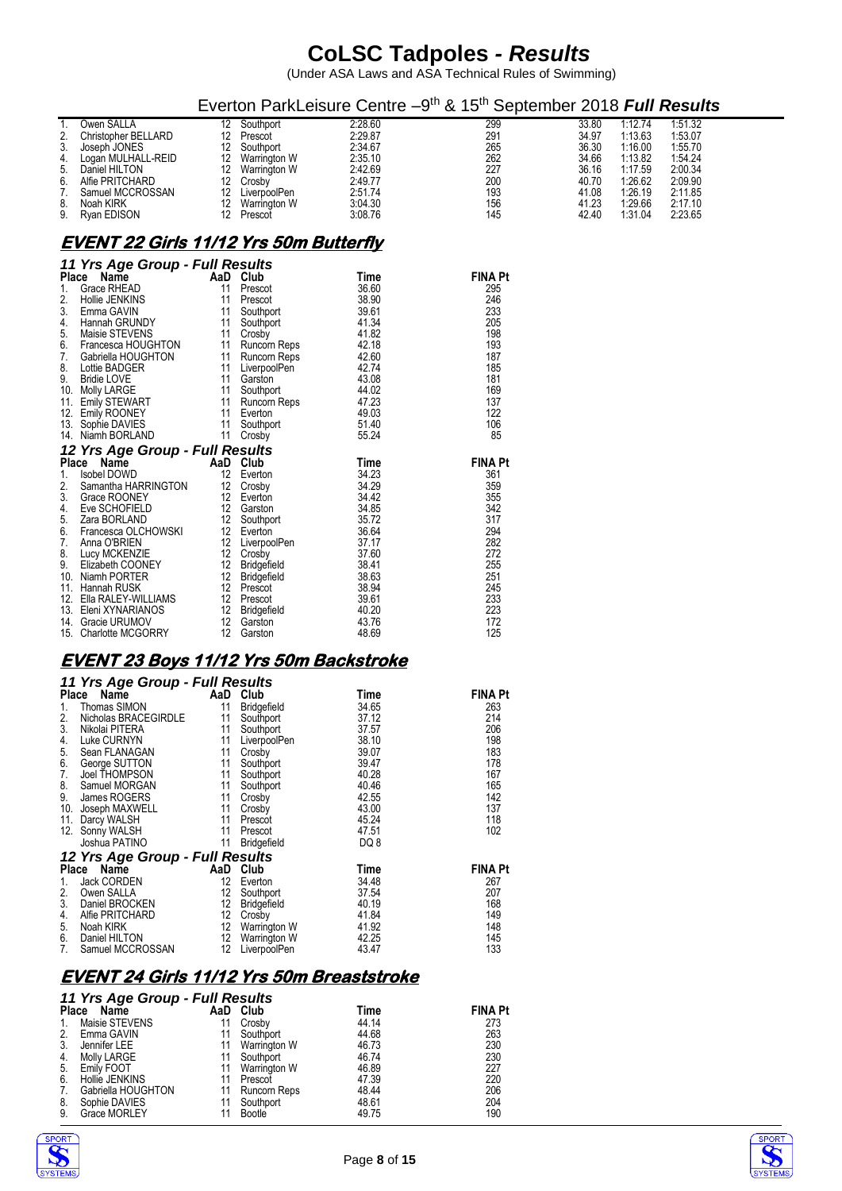# CoLSC Tadpoles - *Results*

(Under ASA Laws and ASA Technical Rules of Swimming)

## Everton ParkLeisure Centre –9th & 15th September 2018 *Full Results*

| | | | | | | | | |
|---|---|---|---|---|---|---|---|---|
| 1. | Owen SALLA | 12 | Southport | 2:28.60 | 299 | 33.80 | 1:12.74 | 1:51.32 |
| 2. | Christopher BELLARD | 12 | Prescot | 2:29.87 | 291 | 34.97 | 1:13.63 | 1:53.07 |
| 3. | Joseph JONES | 12 | Southport | 2:34.67 | 265 | 36.30 | 1:16.00 | 1:55.70 |
| 4. | Logan MULHALL-REID | 12 | Warrington W | 2:35.10 | 262 | 34.66 | 1:13.82 | 1:54.24 |
| 5. | Daniel HILTON | 12 | Warrington W | 2:42.69 | 227 | 36.16 | 1:17.59 | 2:00.34 |
| 6. | Alfie PRITCHARD | 12 | Crosby | 2:49.77 | 200 | 40.70 | 1:26.62 | 2:09.90 |
| 7. | Samuel MCCROSSAN | 12 | LiverpoolPen | 2:51.74 | 193 | 41.08 | 1:26.19 | 2:11.85 |
| 8. | Noah KIRK | 12 | Warrington W | 3:04.30 | 156 | 41.23 | 1:29.66 | 2:17.10 |
| 9. | Ryan EDISON | 12 | Prescot | 3:08.76 | 145 | 42.40 | 1:31.04 | 2:23.65 |

## EVENT 22 Girls 11/12 Yrs 50m Butterfly

### 11 Yrs Age Group - Full Results

| Place | Name | AaD | Club | Time | FINA Pt |
|---|---|---|---|---|---|
| 1. | Grace RHEAD | 11 | Prescot | 36.60 | 295 |
| 2. | Hollie JENKINS | 11 | Prescot | 38.90 | 246 |
| 3. | Emma GAVIN | 11 | Southport | 39.61 | 233 |
| 4. | Hannah GRUNDY | 11 | Southport | 41.34 | 205 |
| 5. | Maisie STEVENS | 11 | Crosby | 41.82 | 198 |
| 6. | Francesca HOUGHTON | 11 | Runcorn Reps | 42.18 | 193 |
| 7. | Gabriella HOUGHTON | 11 | Runcorn Reps | 42.60 | 187 |
| 8. | Lottie BADGER | 11 | LiverpoolPen | 42.74 | 185 |
| 9. | Bridie LOVE | 11 | Garston | 43.08 | 181 |
| 10. | Molly LARGE | 11 | Southport | 44.02 | 169 |
| 11. | Emily STEWART | 11 | Runcorn Reps | 47.23 | 137 |
| 12. | Emily ROONEY | 11 | Everton | 49.03 | 122 |
| 13. | Sophie DAVIES | 11 | Southport | 51.40 | 106 |
| 14. | Niamh BORLAND | 11 | Crosby | 55.24 | 85 |

### 12 Yrs Age Group - Full Results

| Place | Name | AaD | Club | Time | FINA Pt |
|---|---|---|---|---|---|
| 1. | Isobel DOWD | 12 | Everton | 34.23 | 361 |
| 2. | Samantha HARRINGTON | 12 | Crosby | 34.29 | 359 |
| 3. | Grace ROONEY | 12 | Everton | 34.42 | 355 |
| 4. | Eve SCHOFIELD | 12 | Garston | 34.85 | 342 |
| 5. | Zara BORLAND | 12 | Southport | 35.72 | 317 |
| 6. | Francesca OLCHOWSKI | 12 | Everton | 36.64 | 294 |
| 7. | Anna O'BRIEN | 12 | LiverpoolPen | 37.17 | 282 |
| 8. | Lucy MCKENZIE | 12 | Crosby | 37.60 | 272 |
| 9. | Elizabeth COONEY | 12 | Bridgefield | 38.41 | 255 |
| 10. | Niamh PORTER | 12 | Bridgefield | 38.63 | 251 |
| 11. | Hannah RUSK | 12 | Prescot | 38.94 | 245 |
| 12. | Ella RALEY-WILLIAMS | 12 | Prescot | 39.61 | 233 |
| 13. | Eleni XYNARIANOS | 12 | Bridgefield | 40.20 | 223 |
| 14. | Gracie URUMOV | 12 | Garston | 43.76 | 172 |
| 15. | Charlotte MCGORRY | 12 | Garston | 48.69 | 125 |

## EVENT 23 Boys 11/12 Yrs 50m Backstroke

### 11 Yrs Age Group - Full Results

| Place | Name | AaD | Club | Time | FINA Pt |
|---|---|---|---|---|---|
| 1. | Thomas SIMON | 11 | Bridgefield | 34.65 | 263 |
| 2. | Nicholas BRACEGIRDLE | 11 | Southport | 37.12 | 214 |
| 3. | Nikolai PITERA | 11 | Southport | 37.57 | 206 |
| 4. | Luke CURNYN | 11 | LiverpoolPen | 38.10 | 198 |
| 5. | Sean FLANAGAN | 11 | Crosby | 39.07 | 183 |
| 6. | George SUTTON | 11 | Southport | 39.47 | 178 |
| 7. | Joel THOMPSON | 11 | Southport | 40.28 | 167 |
| 8. | Samuel MORGAN | 11 | Southport | 40.46 | 165 |
| 9. | James ROGERS | 11 | Crosby | 42.55 | 142 |
| 10. | Joseph MAXWELL | 11 | Crosby | 43.00 | 137 |
| 11. | Darcy WALSH | 11 | Prescot | 45.24 | 118 |
| 12. | Sonny WALSH | 11 | Prescot | 47.51 | 102 |
| | Joshua PATINO | 11 | Bridgefield | DQ 8 | |

### 12 Yrs Age Group - Full Results

| Place | Name | AaD | Club | Time | FINA Pt |
|---|---|---|---|---|---|
| 1. | Jack CORDEN | 12 | Everton | 34.48 | 267 |
| 2. | Owen SALLA | 12 | Southport | 37.54 | 207 |
| 3. | Daniel BROCKEN | 12 | Bridgefield | 40.19 | 168 |
| 4. | Alfie PRITCHARD | 12 | Crosby | 41.84 | 149 |
| 5. | Noah KIRK | 12 | Warrington W | 41.92 | 148 |
| 6. | Daniel HILTON | 12 | Warrington W | 42.25 | 145 |
| 7. | Samuel MCCROSSAN | 12 | LiverpoolPen | 43.47 | 133 |

## EVENT 24 Girls 11/12 Yrs 50m Breaststroke

### 11 Yrs Age Group - Full Results

| Place | Name | AaD | Club | Time | FINA Pt |
|---|---|---|---|---|---|
| 1. | Maisie STEVENS | 11 | Crosby | 44.14 | 273 |
| 2. | Emma GAVIN | 11 | Southport | 44.68 | 263 |
| 3. | Jennifer LEE | 11 | Warrington W | 46.73 | 230 |
| 4. | Molly LARGE | 11 | Southport | 46.74 | 230 |
| 5. | Emily FOOT | 11 | Warrington W | 46.89 | 227 |
| 6. | Hollie JENKINS | 11 | Prescot | 47.39 | 220 |
| 7. | Gabriella HOUGHTON | 11 | Runcorn Reps | 48.44 | 206 |
| 8. | Sophie DAVIES | 11 | Southport | 48.61 | 204 |
| 9. | Grace MORLEY | 11 | Bootle | 49.75 | 190 |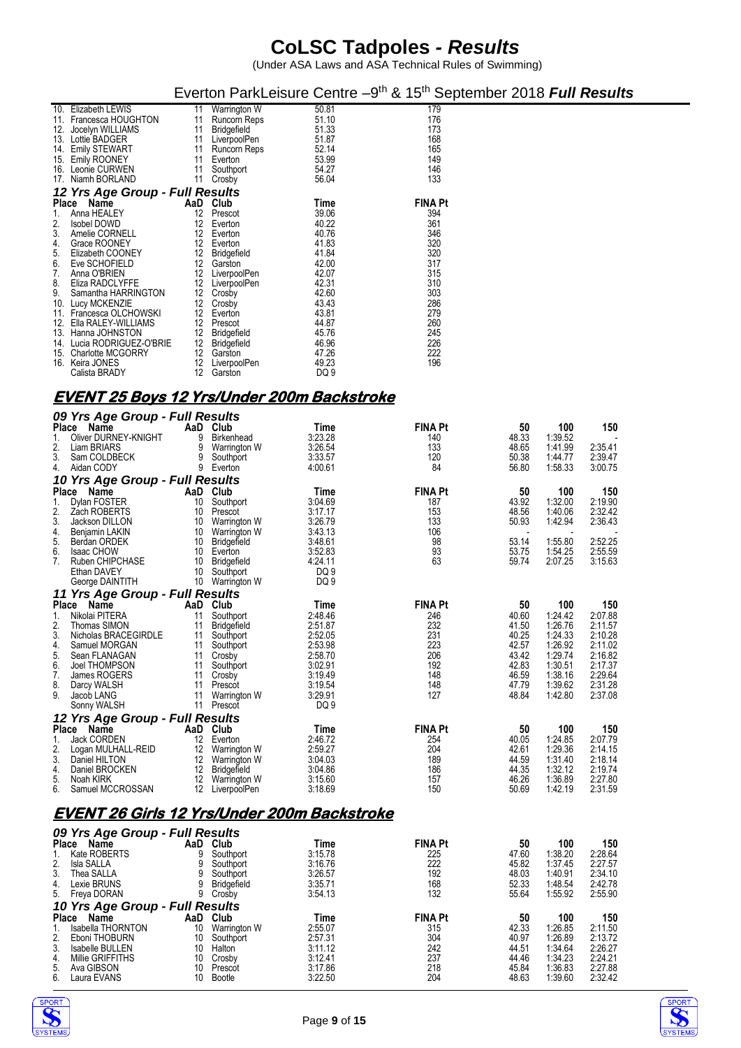# CoLSC Tadpoles - *Results*

(Under ASA Laws and ASA Technical Rules of Swimming)

## Everton ParkLeisure Centre –9th & 15th September 2018 ***Full Results***

| Place | Name | AaD | Club | Time | FINA Pt |
|---|---|---|---|---|---|
| 10. | Elizabeth LEWIS | 11 | Warrington W | 50.81 | 179 |
| 11. | Francesca HOUGHTON | 11 | Runcorn Reps | 51.10 | 176 |
| 12. | Jocelyn WILLIAMS | 11 | Bridgefield | 51.33 | 173 |
| 13. | Lottie BADGER | 11 | LiverpoolPen | 51.87 | 168 |
| 14. | Emily STEWART | 11 | Runcorn Reps | 52.14 | 165 |
| 15. | Emily ROONEY | 11 | Everton | 53.99 | 149 |
| 16. | Leonie CURWEN | 11 | Southport | 54.27 | 146 |
| 17. | Niamh BORLAND | 11 | Crosby | 56.04 | 133 |

### 12 Yrs Age Group - Full Results

| Place | Name | AaD | Club | Time | FINA Pt |
|---|---|---|---|---|---|
| 1. | Anna HEALEY | 12 | Prescot | 39.06 | 394 |
| 2. | Isobel DOWD | 12 | Everton | 40.22 | 361 |
| 3. | Amelie CORNELL | 12 | Everton | 40.76 | 346 |
| 4. | Grace ROONEY | 12 | Everton | 41.83 | 320 |
| 5. | Elizabeth COONEY | 12 | Bridgefield | 41.84 | 320 |
| 6. | Eve SCHOFIELD | 12 | Garston | 42.00 | 317 |
| 7. | Anna O'BRIEN | 12 | LiverpoolPen | 42.07 | 315 |
| 8. | Eliza RADCLYFFE | 12 | LiverpoolPen | 42.31 | 310 |
| 9. | Samantha HARRINGTON | 12 | Crosby | 42.60 | 303 |
| 10. | Lucy MCKENZIE | 12 | Crosby | 43.43 | 286 |
| 11. | Francesca OLCHOWSKI | 12 | Everton | 43.81 | 279 |
| 12. | Ella RALEY-WILLIAMS | 12 | Prescot | 44.87 | 260 |
| 13. | Hanna JOHNSTON | 12 | Bridgefield | 45.76 | 245 |
| 14. | Lucia RODRIGUEZ-O'BRIE | 12 | Bridgefield | 46.96 | 226 |
| 15. | Charlotte MCGORRY | 12 | Garston | 47.26 | 222 |
| 16. | Keira JONES | 12 | LiverpoolPen | 49.23 | 196 |
| | Calista BRADY | 12 | Garston | DQ 9 | |

## EVENT 25 Boys 12 Yrs/Under 200m Backstroke

### 09 Yrs Age Group - Full Results

| Place | Name | AaD | Club | Time | FINA Pt | 50 | 100 | 150 |
|---|---|---|---|---|---|---|---|---|
| 1. | Oliver DURNEY-KNIGHT | 9 | Birkenhead | 3:23.28 | 140 | 48.33 | 1:39.52 | - |
| 2. | Liam BRIARS | 9 | Warrington W | 3:26.54 | 133 | 48.65 | 1:41.99 | 2:35.41 |
| 3. | Sam COLDBECK | 9 | Southport | 3:33.57 | 120 | 50.38 | 1:44.77 | 2:39.47 |
| 4. | Aidan CODY | 9 | Everton | 4:00.61 | 84 | 56.80 | 1:58.33 | 3:00.75 |

### 10 Yrs Age Group - Full Results

| Place | Name | AaD | Club | Time | FINA Pt | 50 | 100 | 150 |
|---|---|---|---|---|---|---|---|---|
| 1. | Dylan FOSTER | 10 | Southport | 3:04.69 | 187 | 43.92 | 1:32.00 | 2:19.90 |
| 2. | Zach ROBERTS | 10 | Prescot | 3:17.17 | 153 | 48.56 | 1:40.06 | 2:32.42 |
| 3. | Jackson DILLON | 10 | Warrington W | 3:26.79 | 133 | 50.93 | 1:42.94 | 2:36.43 |
| 4. | Benjamin LAKIN | 10 | Warrington W | 3:43.13 | 106 | - | - | - |
| 5. | Berdan ORDEK | 10 | Bridgefield | 3:48.61 | 98 | 53.14 | 1:55.80 | 2:52.25 |
| 6. | Isaac CHOW | 10 | Everton | 3:52.83 | 93 | 53.75 | 1:54.25 | 2:55.59 |
| 7. | Ruben CHIPCHASE | 10 | Bridgefield | 4:24.11 | 63 | 59.74 | 2:07.25 | 3:15.63 |
| | Ethan DAVEY | 10 | Southport | DQ 9 | | | | |
| | George DAINTITH | 10 | Warrington W | DQ 9 | | | | |

### 11 Yrs Age Group - Full Results

| Place | Name | AaD | Club | Time | FINA Pt | 50 | 100 | 150 |
|---|---|---|---|---|---|---|---|---|
| 1. | Nikolai PITERA | 11 | Southport | 2:48.46 | 246 | 40.60 | 1:24.42 | 2:07.88 |
| 2. | Thomas SIMON | 11 | Bridgefield | 2:51.87 | 232 | 41.50 | 1:26.76 | 2:11.57 |
| 3. | Nicholas BRACEGIRDLE | 11 | Southport | 2:52.05 | 231 | 40.25 | 1:24.33 | 2:10.28 |
| 4. | Samuel MORGAN | 11 | Southport | 2:53.98 | 223 | 42.57 | 1:26.92 | 2:11.02 |
| 5. | Sean FLANAGAN | 11 | Crosby | 2:58.70 | 206 | 43.42 | 1:29.74 | 2:16.82 |
| 6. | Joel THOMPSON | 11 | Southport | 3:02.91 | 192 | 42.83 | 1:30.51 | 2:17.37 |
| 7. | James ROGERS | 11 | Crosby | 3:19.49 | 148 | 46.59 | 1:38.16 | 2:29.64 |
| 8. | Darcy WALSH | 11 | Prescot | 3:19.54 | 148 | 47.79 | 1:39.62 | 2:31.28 |
| 9. | Jacob LANG | 11 | Warrington W | 3:29.91 | 127 | 48.84 | 1:42.80 | 2:37.08 |
| | Sonny WALSH | 11 | Prescot | DQ 9 | | | | |

### 12 Yrs Age Group - Full Results

| Place | Name | AaD | Club | Time | FINA Pt | 50 | 100 | 150 |
|---|---|---|---|---|---|---|---|---|
| 1. | Jack CORDEN | 12 | Everton | 2:46.72 | 254 | 40.05 | 1:24.85 | 2:07.79 |
| 2. | Logan MULHALL-REID | 12 | Warrington W | 2:59.27 | 204 | 42.61 | 1:29.36 | 2:14.15 |
| 3. | Daniel HILTON | 12 | Warrington W | 3:04.03 | 189 | 44.59 | 1:31.40 | 2:18.14 |
| 4. | Daniel BROCKEN | 12 | Bridgefield | 3:04.86 | 186 | 44.35 | 1:32.12 | 2:19.74 |
| 5. | Noah KIRK | 12 | Warrington W | 3:15.60 | 157 | 46.26 | 1:36.89 | 2:27.80 |
| 6. | Samuel MCCROSSAN | 12 | LiverpoolPen | 3:18.69 | 150 | 50.69 | 1:42.19 | 2:31.59 |

## EVENT 26 Girls 12 Yrs/Under 200m Backstroke

### 09 Yrs Age Group - Full Results

| Place | Name | AaD | Club | Time | FINA Pt | 50 | 100 | 150 |
|---|---|---|---|---|---|---|---|---|
| 1. | Kate ROBERTS | 9 | Southport | 3:15.78 | 225 | 47.60 | 1:38.20 | 2:28.64 |
| 2. | Isla SALLA | 9 | Southport | 3:16.76 | 222 | 45.82 | 1:37.45 | 2:27.57 |
| 3. | Thea SALLA | 9 | Southport | 3:26.57 | 192 | 48.03 | 1:40.91 | 2:34.10 |
| 4. | Lexie BRUNS | 9 | Bridgefield | 3:35.71 | 168 | 52.33 | 1:48.54 | 2:42.78 |
| 5. | Freya DORAN | 9 | Crosby | 3:54.13 | 132 | 55.64 | 1:55.92 | 2:55.90 |

### 10 Yrs Age Group - Full Results

| Place | Name | AaD | Club | Time | FINA Pt | 50 | 100 | 150 |
|---|---|---|---|---|---|---|---|---|
| 1. | Isabella THORNTON | 10 | Warrington W | 2:55.07 | 315 | 42.33 | 1:26.85 | 2:11.50 |
| 2. | Eboni THOBURN | 10 | Southport | 2:57.31 | 304 | 40.97 | 1:26.89 | 2:13.72 |
| 3. | Isabelle BULLEN | 10 | Halton | 3:11.12 | 242 | 44.51 | 1:34.64 | 2:26.27 |
| 4. | Millie GRIFFITHS | 10 | Crosby | 3:12.41 | 237 | 44.46 | 1:34.23 | 2:24.21 |
| 5. | Ava GIBSON | 10 | Prescot | 3:17.86 | 218 | 45.84 | 1:36.83 | 2:27.88 |
| 6. | Laura EVANS | 10 | Bootle | 3:22.50 | 204 | 48.63 | 1:39.60 | 2:32.42 |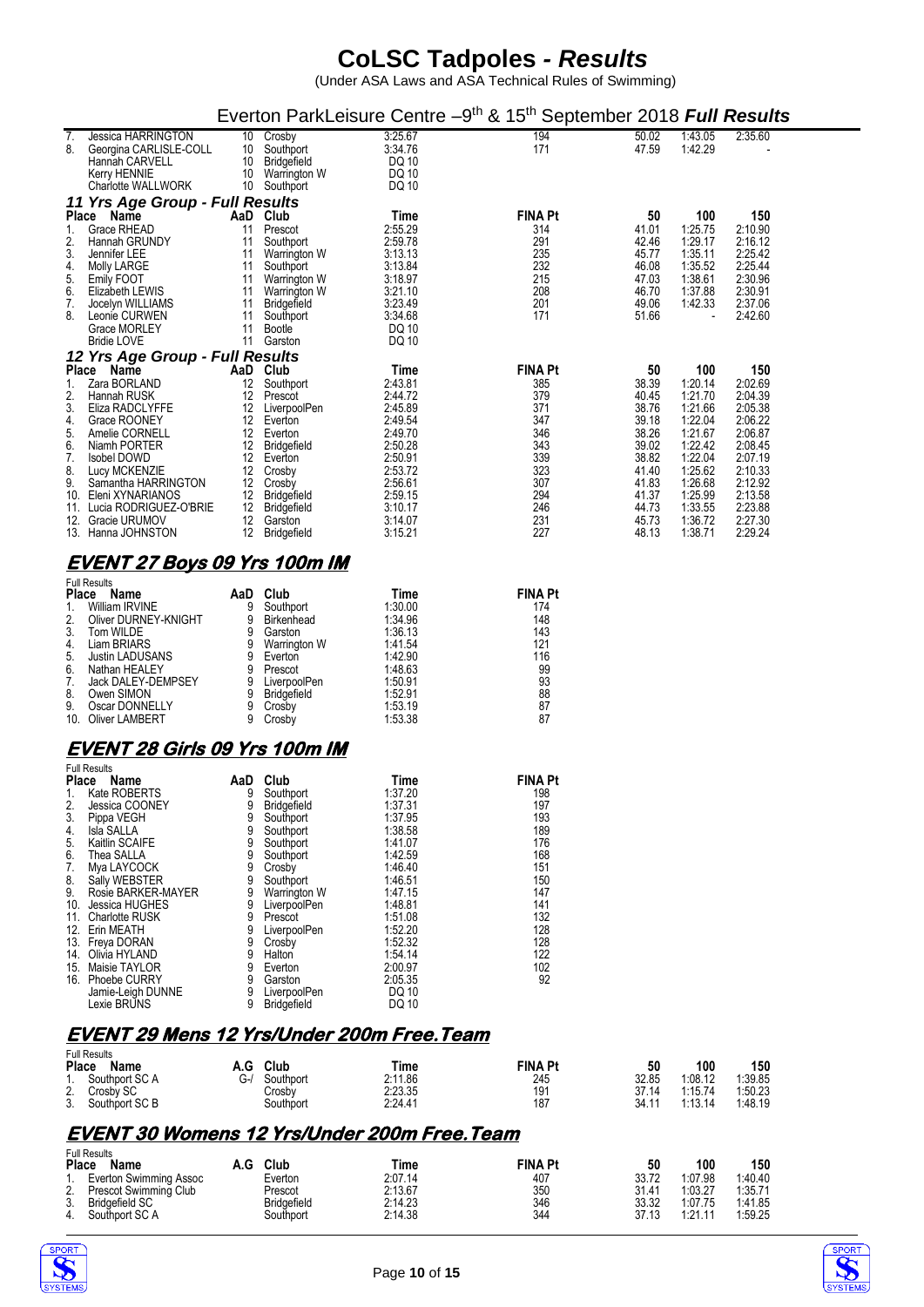# CoLSC Tadpoles - *Results*

(Under ASA Laws and ASA Technical Rules of Swimming)

Everton ParkLeisure Centre –9th & 15th September 2018 ***Full Results***

| Place | Name | AaD | Club | Time | FINA Pt | 50 | 100 | 150 |
|---|---|---|---|---|---|---|---|---|
| 7. | Jessica HARRINGTON | 10 | Crosby | 3:25.67 | 194 | 50.02 | 1:43.05 | 2:35.60 |
| 8. | Georgina CARLISLE-COLL | 10 | Southport | 3:34.76 | 171 | 47.59 | 1:42.29 | - |
| | Hannah CARVELL | 10 | Bridgefield | DQ 10 | | | | |
| | Kerry HENNIE | 10 | Warrington W | DQ 10 | | | | |
| | Charlotte WALLWORK | 10 | Southport | DQ 10 | | | | |

### *11 Yrs Age Group - Full Results*

| Place | Name | AaD | Club | Time | FINA Pt | 50 | 100 | 150 |
|---|---|---|---|---|---|---|---|---|
| 1. | Grace RHEAD | 11 | Prescot | 2:55.29 | 314 | 41.01 | 1:25.75 | 2:10.90 |
| 2. | Hannah GRUNDY | 11 | Southport | 2:59.78 | 291 | 42.46 | 1:29.17 | 2:16.12 |
| 3. | Jennifer LEE | 11 | Warrington W | 3:13.13 | 235 | 45.77 | 1:35.11 | 2:25.42 |
| 4. | Molly LARGE | 11 | Southport | 3:13.84 | 232 | 46.08 | 1:35.52 | 2:25.44 |
| 5. | Emily FOOT | 11 | Warrington W | 3:18.97 | 215 | 47.03 | 1:38.61 | 2:30.96 |
| 6. | Elizabeth LEWIS | 11 | Warrington W | 3:21.10 | 208 | 46.70 | 1:37.88 | 2:30.91 |
| 7. | Jocelyn WILLIAMS | 11 | Bridgefield | 3:23.49 | 201 | 49.06 | 1:42.33 | 2:37.06 |
| 8. | Leonie CURWEN | 11 | Southport | 3:34.68 | 171 | 51.66 | - | 2:42.60 |
| | Grace MORLEY | 11 | Bootle | DQ 10 | | | | |
| | Bridie LOVE | 11 | Garston | DQ 10 | | | | |

### *12 Yrs Age Group - Full Results*

| Place | Name | AaD | Club | Time | FINA Pt | 50 | 100 | 150 |
|---|---|---|---|---|---|---|---|---|
| 1. | Zara BORLAND | 12 | Southport | 2:43.81 | 385 | 38.39 | 1:20.14 | 2:02.69 |
| 2. | Hannah RUSK | 12 | Prescot | 2:44.72 | 379 | 40.45 | 1:21.70 | 2:04.39 |
| 3. | Eliza RADCLYFFE | 12 | LiverpoolPen | 2:45.89 | 371 | 38.76 | 1:21.66 | 2:05.38 |
| 4. | Grace ROONEY | 12 | Everton | 2:49.54 | 347 | 39.18 | 1:22.04 | 2:06.22 |
| 5. | Amelie CORNELL | 12 | Everton | 2:49.70 | 346 | 38.26 | 1:21.67 | 2:06.87 |
| 6. | Niamh PORTER | 12 | Bridgefield | 2:50.28 | 343 | 39.02 | 1:22.42 | 2:08.45 |
| 7. | Isobel DOWD | 12 | Everton | 2:50.91 | 339 | 38.82 | 1:22.04 | 2:07.19 |
| 8. | Lucy MCKENZIE | 12 | Crosby | 2:53.72 | 323 | 41.40 | 1:25.62 | 2:10.33 |
| 9. | Samantha HARRINGTON | 12 | Crosby | 2:56.61 | 307 | 41.83 | 1:26.68 | 2:12.92 |
| 10. | Eleni XYNARIANOS | 12 | Bridgefield | 2:59.15 | 294 | 41.37 | 1:25.99 | 2:13.58 |
| 11. | Lucia RODRIGUEZ-O'BRIE | 12 | Bridgefield | 3:10.17 | 246 | 44.73 | 1:33.55 | 2:23.88 |
| 12. | Gracie URUMOV | 12 | Garston | 3:14.07 | 231 | 45.73 | 1:36.72 | 2:27.30 |
| 13. | Hanna JOHNSTON | 12 | Bridgefield | 3:15.21 | 227 | 48.13 | 1:38.71 | 2:29.24 |

## *EVENT 27 Boys 09 Yrs 100m IM*

Full Results

| Place | Name | AaD | Club | Time | FINA Pt |
|---|---|---|---|---|---|
| 1. | William IRVINE | 9 | Southport | 1:30.00 | 174 |
| 2. | Oliver DURNEY-KNIGHT | 9 | Birkenhead | 1:34.96 | 148 |
| 3. | Tom WILDE | 9 | Garston | 1:36.13 | 143 |
| 4. | Liam BRIARS | 9 | Warrington W | 1:41.54 | 121 |
| 5. | Justin LADUSANS | 9 | Everton | 1:42.90 | 116 |
| 6. | Nathan HEALEY | 9 | Prescot | 1:48.63 | 99 |
| 7. | Jack DALEY-DEMPSEY | 9 | LiverpoolPen | 1:50.91 | 93 |
| 8. | Owen SIMON | 9 | Bridgefield | 1:52.91 | 88 |
| 9. | Oscar DONNELLY | 9 | Crosby | 1:53.19 | 87 |
| 10. | Oliver LAMBERT | 9 | Crosby | 1:53.38 | 87 |

## *EVENT 28 Girls 09 Yrs 100m IM*

Full Results

| Place | Name | AaD | Club | Time | FINA Pt |
|---|---|---|---|---|---|
| 1. | Kate ROBERTS | 9 | Southport | 1:37.20 | 198 |
| 2. | Jessica COONEY | 9 | Bridgefield | 1:37.31 | 197 |
| 3. | Pippa VEGH | 9 | Southport | 1:37.95 | 193 |
| 4. | Isla SALLA | 9 | Southport | 1:38.58 | 189 |
| 5. | Kaitlin SCAIFE | 9 | Southport | 1:41.07 | 176 |
| 6. | Thea SALLA | 9 | Southport | 1:42.59 | 168 |
| 7. | Mya LAYCOCK | 9 | Crosby | 1:46.40 | 151 |
| 8. | Sally WEBSTER | 9 | Southport | 1:46.51 | 150 |
| 9. | Rosie BARKER-MAYER | 9 | Warrington W | 1:47.15 | 147 |
| 10. | Jessica HUGHES | 9 | LiverpoolPen | 1:48.81 | 141 |
| 11. | Charlotte RUSK | 9 | Prescot | 1:51.08 | 132 |
| 12. | Erin MEATH | 9 | LiverpoolPen | 1:52.20 | 128 |
| 13. | Freya DORAN | 9 | Crosby | 1:52.32 | 128 |
| 14. | Olivia HYLAND | 9 | Halton | 1:54.14 | 122 |
| 15. | Maisie TAYLOR | 9 | Everton | 2:00.97 | 102 |
| 16. | Phoebe CURRY | 9 | Garston | 2:05.35 | 92 |
| | Jamie-Leigh DUNNE | 9 | LiverpoolPen | DQ 10 | |
| | Lexie BRUNS | 9 | Bridgefield | DQ 10 | |

## *EVENT 29 Mens 12 Yrs/Under 200m Free.Team*

Full Results

| Place | Name | A.G | Club | Time | FINA Pt | 50 | 100 | 150 |
|---|---|---|---|---|---|---|---|---|
| 1. | Southport SC A | G-/ | Southport | 2:11.86 | 245 | 32.85 | 1:08.12 | 1:39.85 |
| 2. | Crosby SC | | Crosby | 2:23.35 | 191 | 37.14 | 1:15.74 | 1:50.23 |
| 3. | Southport SC B | | Southport | 2:24.41 | 187 | 34.11 | 1:13.14 | 1:48.19 |

## *EVENT 30 Womens 12 Yrs/Under 200m Free.Team*

Full Results

| Place | Name | A.G | Club | Time | FINA Pt | 50 | 100 | 150 |
|---|---|---|---|---|---|---|---|---|
| 1. | Everton Swimming Assoc | | Everton | 2:07.14 | 407 | 33.72 | 1:07.98 | 1:40.40 |
| 2. | Prescot Swimming Club | | Prescot | 2:13.67 | 350 | 31.41 | 1:03.27 | 1:35.71 |
| 3. | Bridgefield SC | | Bridgefield | 2:14.23 | 346 | 33.32 | 1:07.75 | 1:41.85 |
| 4. | Southport SC A | | Southport | 2:14.38 | 344 | 37.13 | 1:21.11 | 1:59.25 |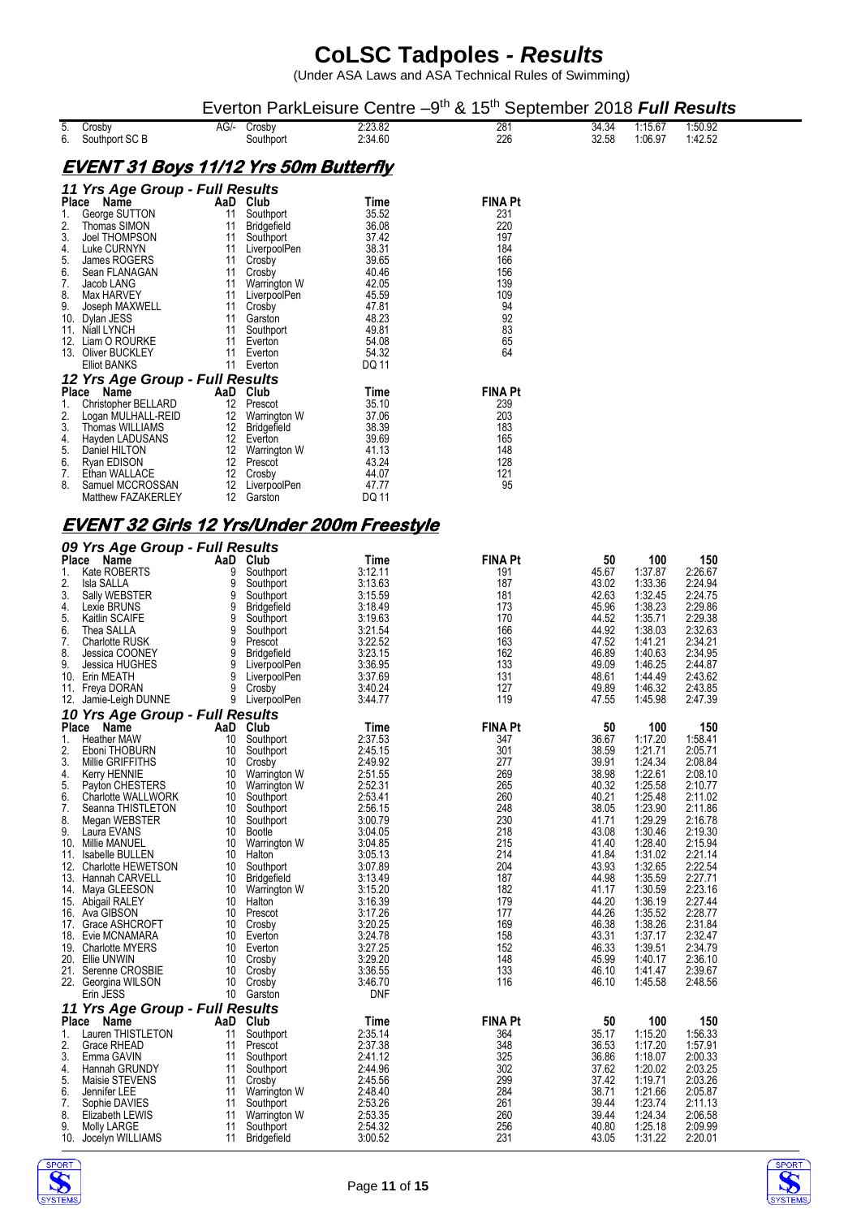# CoLSC Tadpoles - *Results*

(Under ASA Laws and ASA Technical Rules of Swimming)

Everton ParkLeisure Centre –9th & 15th September 2018 ***Full Results***

| | | | | | | | | |
|---|---|---|---|---|---|---|---|---|
| 5. | Crosby | AG/- | Crosby | 2:23.82 | 281 | 34.34 | 1:15.67 | 1:50.92 |
| 6. | Southport SC B | | Southport | 2:34.60 | 226 | 32.58 | 1:06.97 | 1:42.52 |

## EVENT 31 Boys 11/12 Yrs 50m Butterfly

### 11 Yrs Age Group - Full Results

| Place | Name | AaD | Club | Time | FINA Pt |
|---|---|---|---|---|---|
| 1. | George SUTTON | 11 | Southport | 35.52 | 231 |
| 2. | Thomas SIMON | 11 | Bridgefield | 36.08 | 220 |
| 3. | Joel THOMPSON | 11 | Southport | 37.42 | 197 |
| 4. | Luke CURNYN | 11 | LiverpoolPen | 38.31 | 184 |
| 5. | James ROGERS | 11 | Crosby | 39.65 | 166 |
| 6. | Sean FLANAGAN | 11 | Crosby | 40.46 | 156 |
| 7. | Jacob LANG | 11 | Warrington W | 42.05 | 139 |
| 8. | Max HARVEY | 11 | LiverpoolPen | 45.59 | 109 |
| 9. | Joseph MAXWELL | 11 | Crosby | 47.81 | 94 |
| 10. | Dylan JESS | 11 | Garston | 48.23 | 92 |
| 11. | Niall LYNCH | 11 | Southport | 49.81 | 83 |
| 12. | Liam O ROURKE | 11 | Everton | 54.08 | 65 |
| 13. | Oliver BUCKLEY | 11 | Everton | 54.32 | 64 |
| | Elliot BANKS | 11 | Everton | DQ 11 | |

### 12 Yrs Age Group - Full Results

| Place | Name | AaD | Club | Time | FINA Pt |
|---|---|---|---|---|---|
| 1. | Christopher BELLARD | 12 | Prescot | 35.10 | 239 |
| 2. | Logan MULHALL-REID | 12 | Warrington W | 37.06 | 203 |
| 3. | Thomas WILLIAMS | 12 | Bridgefield | 38.39 | 183 |
| 4. | Hayden LADUSANS | 12 | Everton | 39.69 | 165 |
| 5. | Daniel HILTON | 12 | Warrington W | 41.13 | 148 |
| 6. | Ryan EDISON | 12 | Prescot | 43.24 | 128 |
| 7. | Ethan WALLACE | 12 | Crosby | 44.07 | 121 |
| 8. | Samuel MCCROSSAN | 12 | LiverpoolPen | 47.77 | 95 |
| | Matthew FAZAKERLEY | 12 | Garston | DQ 11 | |

## EVENT 32 Girls 12 Yrs/Under 200m Freestyle

### 09 Yrs Age Group - Full Results

| Place | Name | AaD | Club | Time | FINA Pt | 50 | 100 | 150 |
|---|---|---|---|---|---|---|---|---|
| 1. | Kate ROBERTS | 9 | Southport | 3:12.11 | 191 | 45.67 | 1:37.87 | 2:26.67 |
| 2. | Isla SALLA | 9 | Southport | 3:13.63 | 187 | 43.02 | 1:33.36 | 2:24.94 |
| 3. | Sally WEBSTER | 9 | Southport | 3:15.59 | 181 | 42.63 | 1:32.45 | 2:24.75 |
| 4. | Lexie BRUNS | 9 | Bridgefield | 3:18.49 | 173 | 45.96 | 1:38.23 | 2:29.86 |
| 5. | Kaitlin SCAIFE | 9 | Southport | 3:19.63 | 170 | 44.52 | 1:35.71 | 2:29.38 |
| 6. | Thea SALLA | 9 | Southport | 3:21.54 | 166 | 44.92 | 1:38.03 | 2:32.63 |
| 7. | Charlotte RUSK | 9 | Prescot | 3:22.52 | 163 | 47.52 | 1:41.21 | 2:34.21 |
| 8. | Jessica COONEY | 9 | Bridgefield | 3:23.15 | 162 | 46.89 | 1:40.63 | 2:34.95 |
| 9. | Jessica HUGHES | 9 | LiverpoolPen | 3:36.95 | 133 | 49.09 | 1:46.25 | 2:44.87 |
| 10. | Erin MEATH | 9 | LiverpoolPen | 3:37.69 | 131 | 48.61 | 1:44.49 | 2:43.62 |
| 11. | Freya DORAN | 9 | Crosby | 3:40.24 | 127 | 49.89 | 1:46.32 | 2:43.85 |
| 12. | Jamie-Leigh DUNNE | 9 | LiverpoolPen | 3:44.77 | 119 | 47.55 | 1:45.98 | 2:47.39 |

### 10 Yrs Age Group - Full Results

| Place | Name | AaD | Club | Time | FINA Pt | 50 | 100 | 150 |
|---|---|---|---|---|---|---|---|---|
| 1. | Heather MAW | 10 | Southport | 2:37.53 | 347 | 36.67 | 1:17.20 | 1:58.41 |
| 2. | Eboni THOBURN | 10 | Southport | 2:45.15 | 301 | 38.59 | 1:21.71 | 2:05.71 |
| 3. | Millie GRIFFITHS | 10 | Crosby | 2:49.92 | 277 | 39.91 | 1:24.34 | 2:08.84 |
| 4. | Kerry HENNIE | 10 | Warrington W | 2:51.55 | 269 | 38.98 | 1:22.61 | 2:08.10 |
| 5. | Payton CHESTERS | 10 | Warrington W | 2:52.31 | 265 | 40.32 | 1:25.58 | 2:10.77 |
| 6. | Charlotte WALLWORK | 10 | Southport | 2:53.41 | 260 | 40.21 | 1:25.48 | 2:11.02 |
| 7. | Seanna THISTLETON | 10 | Southport | 2:56.15 | 248 | 38.05 | 1:23.90 | 2:11.86 |
| 8. | Megan WEBSTER | 10 | Southport | 3:00.79 | 230 | 41.71 | 1:29.29 | 2:16.78 |
| 9. | Laura EVANS | 10 | Bootle | 3:04.05 | 218 | 43.08 | 1:30.46 | 2:19.30 |
| 10. | Millie MANUEL | 10 | Warrington W | 3:04.85 | 215 | 41.40 | 1:28.40 | 2:15.94 |
| 11. | Isabelle BULLEN | 10 | Halton | 3:05.13 | 214 | 41.84 | 1:31.02 | 2:21.14 |
| 12. | Charlotte HEWETSON | 10 | Southport | 3:07.89 | 204 | 43.93 | 1:32.65 | 2:22.54 |
| 13. | Hannah CARVELL | 10 | Bridgefield | 3:13.49 | 187 | 44.98 | 1:35.59 | 2:27.71 |
| 14. | Maya GLEESON | 10 | Warrington W | 3:15.20 | 182 | 41.17 | 1:30.59 | 2:23.16 |
| 15. | Abigail RALEY | 10 | Halton | 3:16.39 | 179 | 44.20 | 1:36.19 | 2:27.44 |
| 16. | Ava GIBSON | 10 | Prescot | 3:17.26 | 177 | 44.26 | 1:35.52 | 2:28.77 |
| 17. | Grace ASHCROFT | 10 | Crosby | 3:20.25 | 169 | 46.38 | 1:38.26 | 2:31.84 |
| 18. | Evie MCNAMARA | 10 | Everton | 3:24.78 | 158 | 43.31 | 1:37.17 | 2:32.47 |
| 19. | Charlotte MYERS | 10 | Everton | 3:27.25 | 152 | 46.33 | 1:39.51 | 2:34.79 |
| 20. | Ellie UNWIN | 10 | Crosby | 3:29.20 | 148 | 45.99 | 1:40.17 | 2:36.10 |
| 21. | Serenne CROSBIE | 10 | Crosby | 3:36.55 | 133 | 46.10 | 1:41.47 | 2:39.67 |
| 22. | Georgina WILSON | 10 | Crosby | 3:46.70 | 116 | 46.10 | 1:45.58 | 2:48.56 |
| | Erin JESS | 10 | Garston | DNF | | | | |

### 11 Yrs Age Group - Full Results

| Place | Name | AaD | Club | Time | FINA Pt | 50 | 100 | 150 |
|---|---|---|---|---|---|---|---|---|
| 1. | Lauren THISTLETON | 11 | Southport | 2:35.14 | 364 | 35.17 | 1:15.20 | 1:56.33 |
| 2. | Grace RHEAD | 11 | Prescot | 2:37.38 | 348 | 36.53 | 1:17.20 | 1:57.91 |
| 3. | Emma GAVIN | 11 | Southport | 2:41.12 | 325 | 36.86 | 1:18.07 | 2:00.33 |
| 4. | Hannah GRUNDY | 11 | Southport | 2:44.96 | 302 | 37.62 | 1:20.02 | 2:03.25 |
| 5. | Maisie STEVENS | 11 | Crosby | 2:45.56 | 299 | 37.42 | 1:19.71 | 2:03.26 |
| 6. | Jennifer LEE | 11 | Warrington W | 2:48.40 | 284 | 38.71 | 1:21.66 | 2:05.87 |
| 7. | Sophie DAVIES | 11 | Southport | 2:53.26 | 261 | 39.44 | 1:23.74 | 2:11.13 |
| 8. | Elizabeth LEWIS | 11 | Warrington W | 2:53.35 | 260 | 39.44 | 1:24.34 | 2:06.58 |
| 9. | Molly LARGE | 11 | Southport | 2:54.32 | 256 | 40.80 | 1:25.18 | 2:09.99 |
| 10. | Jocelyn WILLIAMS | 11 | Bridgefield | 3:00.52 | 231 | 43.05 | 1:31.22 | 2:20.01 |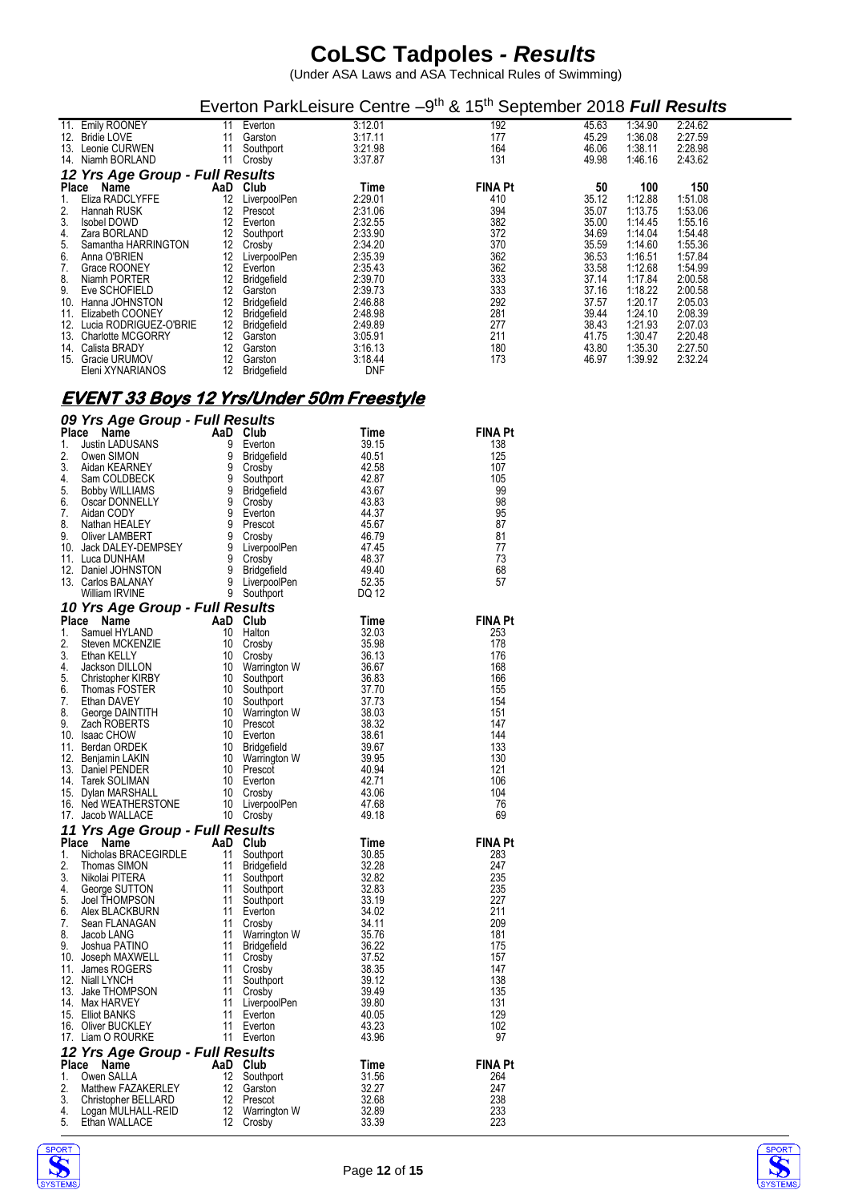# CoLSC Tadpoles - *Results*

(Under ASA Laws and ASA Technical Rules of Swimming)

## Everton ParkLeisure Centre –9th & 15th September 2018 *Full Results*

| Place | Name | AaD | Club | Time | FINA Pt | 50 | 100 | 150 |
|---|---|---|---|---|---|---|---|---|
| 11. | Emily ROONEY | 11 | Everton | 3:12.01 | 192 | 45.63 | 1:34.90 | 2:24.62 |
| 12. | Bridie LOVE | 11 | Garston | 3:17.11 | 177 | 45.29 | 1:36.08 | 2:27.59 |
| 13. | Leonie CURWEN | 11 | Southport | 3:21.98 | 164 | 46.06 | 1:38.11 | 2:28.98 |
| 14. | Niamh BORLAND | 11 | Crosby | 3:37.87 | 131 | 49.98 | 1:46.16 | 2:43.62 |

### *12 Yrs Age Group - Full Results*

| Place | Name | AaD | Club | Time | FINA Pt | 50 | 100 | 150 |
|---|---|---|---|---|---|---|---|---|
| 1. | Eliza RADCLYFFE | 12 | LiverpoolPen | 2:29.01 | 410 | 35.12 | 1:12.88 | 1:51.08 |
| 2. | Hannah RUSK | 12 | Prescot | 2:31.06 | 394 | 35.07 | 1:13.75 | 1:53.06 |
| 3. | Isobel DOWD | 12 | Everton | 2:32.55 | 382 | 35.00 | 1:14.45 | 1:55.16 |
| 4. | Zara BORLAND | 12 | Southport | 2:33.90 | 372 | 34.69 | 1:14.04 | 1:54.48 |
| 5. | Samantha HARRINGTON | 12 | Crosby | 2:34.20 | 370 | 35.59 | 1:14.60 | 1:55.36 |
| 6. | Anna O'BRIEN | 12 | LiverpoolPen | 2:35.39 | 362 | 36.53 | 1:16.51 | 1:57.84 |
| 7. | Grace ROONEY | 12 | Everton | 2:35.43 | 362 | 33.58 | 1:12.68 | 1:54.99 |
| 8. | Niamh PORTER | 12 | Bridgefield | 2:39.70 | 333 | 37.14 | 1:17.84 | 2:00.58 |
| 9. | Eve SCHOFIELD | 12 | Garston | 2:39.73 | 333 | 37.16 | 1:18.22 | 2:00.58 |
| 10. | Hanna JOHNSTON | 12 | Bridgefield | 2:46.88 | 292 | 37.57 | 1:20.17 | 2:05.03 |
| 11. | Elizabeth COONEY | 12 | Bridgefield | 2:48.98 | 281 | 39.44 | 1:24.10 | 2:08.39 |
| 12. | Lucia RODRIGUEZ-O'BRIE | 12 | Bridgefield | 2:49.89 | 277 | 38.43 | 1:21.93 | 2:07.03 |
| 13. | Charlotte MCGORRY | 12 | Garston | 3:05.91 | 211 | 41.75 | 1:30.47 | 2:20.48 |
| 14. | Calista BRADY | 12 | Garston | 3:16.13 | 180 | 43.80 | 1:35.30 | 2:27.50 |
| 15. | Gracie URUMOV | 12 | Garston | 3:18.44 | 173 | 46.97 | 1:39.92 | 2:32.24 |
| | Eleni XYNARIANOS | 12 | Bridgefield | DNF | | | | |

## EVENT 33 Boys 12 Yrs/Under 50m Freestyle

### *09 Yrs Age Group - Full Results*

| Place | Name | AaD | Club | Time | FINA Pt |
|---|---|---|---|---|---|
| 1. | Justin LADUSANS | 9 | Everton | 39.15 | 138 |
| 2. | Owen SIMON | 9 | Bridgefield | 40.51 | 125 |
| 3. | Aidan KEARNEY | 9 | Crosby | 42.58 | 107 |
| 4. | Sam COLDBECK | 9 | Southport | 42.87 | 105 |
| 5. | Bobby WILLIAMS | 9 | Bridgefield | 43.67 | 99 |
| 6. | Oscar DONNELLY | 9 | Crosby | 43.83 | 98 |
| 7. | Aidan CODY | 9 | Everton | 44.37 | 95 |
| 8. | Nathan HEALEY | 9 | Prescot | 45.67 | 87 |
| 9. | Oliver LAMBERT | 9 | Crosby | 46.79 | 81 |
| 10. | Jack DALEY-DEMPSEY | 9 | LiverpoolPen | 47.45 | 77 |
| 11. | Luca DUNHAM | 9 | Crosby | 48.37 | 73 |
| 12. | Daniel JOHNSTON | 9 | Bridgefield | 49.40 | 68 |
| 13. | Carlos BALANAY | 9 | LiverpoolPen | 52.35 | 57 |
| | William IRVINE | 9 | Southport | DQ 12 | |

### *10 Yrs Age Group - Full Results*

| Place | Name | AaD | Club | Time | FINA Pt |
|---|---|---|---|---|---|
| 1. | Samuel HYLAND | 10 | Halton | 32.03 | 253 |
| 2. | Steven MCKENZIE | 10 | Crosby | 35.98 | 178 |
| 3. | Ethan KELLY | 10 | Crosby | 36.13 | 176 |
| 4. | Jackson DILLON | 10 | Warrington W | 36.67 | 168 |
| 5. | Christopher KIRBY | 10 | Southport | 36.83 | 166 |
| 6. | Thomas FOSTER | 10 | Southport | 37.70 | 155 |
| 7. | Ethan DAVEY | 10 | Southport | 37.73 | 154 |
| 8. | George DAINTITH | 10 | Warrington W | 38.03 | 151 |
| 9. | Zach ROBERTS | 10 | Prescot | 38.32 | 147 |
| 10. | Isaac CHOW | 10 | Everton | 38.61 | 144 |
| 11. | Berdan ORDEK | 10 | Bridgefield | 39.67 | 133 |
| 12. | Benjamin LAKIN | 10 | Warrington W | 39.95 | 130 |
| 13. | Daniel PENDER | 10 | Prescot | 40.94 | 121 |
| 14. | Tarek SOLIMAN | 10 | Everton | 42.71 | 106 |
| 15. | Dylan MARSHALL | 10 | Crosby | 43.06 | 104 |
| 16. | Ned WEATHERSTONE | 10 | LiverpoolPen | 47.68 | 76 |
| 17. | Jacob WALLACE | 10 | Crosby | 49.18 | 69 |

### *11 Yrs Age Group - Full Results*

| Place | Name | AaD | Club | Time | FINA Pt |
|---|---|---|---|---|---|
| 1. | Nicholas BRACEGIRDLE | 11 | Southport | 30.85 | 283 |
| 2. | Thomas SIMON | 11 | Bridgefield | 32.28 | 247 |
| 3. | Nikolai PITERA | 11 | Southport | 32.82 | 235 |
| 4. | George SUTTON | 11 | Southport | 32.83 | 235 |
| 5. | Joel THOMPSON | 11 | Southport | 33.19 | 227 |
| 6. | Alex BLACKBURN | 11 | Everton | 34.02 | 211 |
| 7. | Sean FLANAGAN | 11 | Crosby | 34.11 | 209 |
| 8. | Jacob LANG | 11 | Warrington W | 35.76 | 181 |
| 9. | Joshua PATINO | 11 | Bridgefield | 36.22 | 175 |
| 10. | Joseph MAXWELL | 11 | Crosby | 37.52 | 157 |
| 11. | James ROGERS | 11 | Crosby | 38.35 | 147 |
| 12. | Niall LYNCH | 11 | Southport | 39.12 | 138 |
| 13. | Jake THOMPSON | 11 | Crosby | 39.49 | 135 |
| 14. | Max HARVEY | 11 | LiverpoolPen | 39.80 | 131 |
| 15. | Elliot BANKS | 11 | Everton | 40.05 | 129 |
| 16. | Oliver BUCKLEY | 11 | Everton | 43.23 | 102 |
| 17. | Liam O ROURKE | 11 | Everton | 43.96 | 97 |

### *12 Yrs Age Group - Full Results*

| Place | Name | AaD | Club | Time | FINA Pt |
|---|---|---|---|---|---|
| 1. | Owen SALLA | 12 | Southport | 31.56 | 264 |
| 2. | Matthew FAZAKERLEY | 12 | Garston | 32.27 | 247 |
| 3. | Christopher BELLARD | 12 | Prescot | 32.68 | 238 |
| 4. | Logan MULHALL-REID | 12 | Warrington W | 32.89 | 233 |
| 5. | Ethan WALLACE | 12 | Crosby | 33.39 | 223 |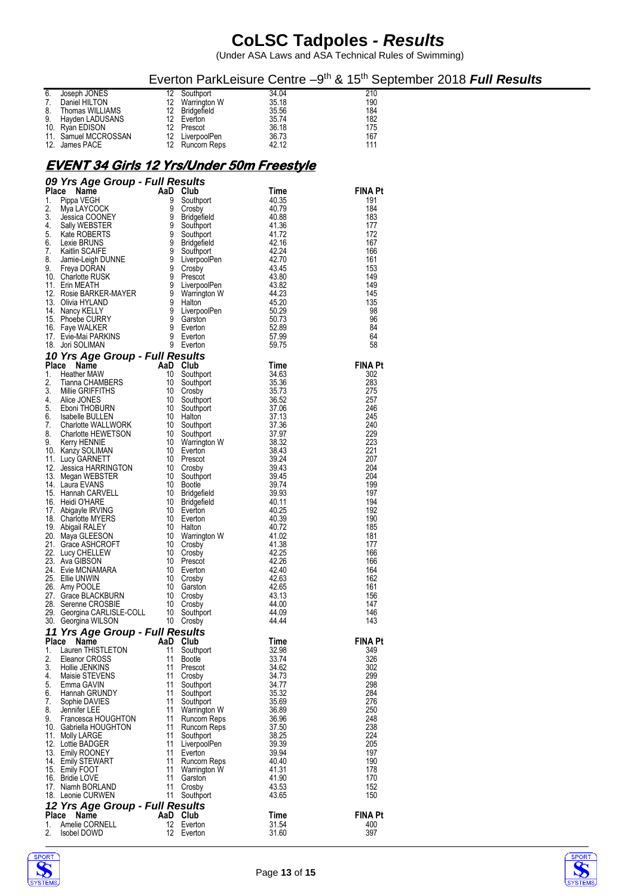# CoLSC Tadpoles - *Results*

(Under ASA Laws and ASA Technical Rules of Swimming)

Everton ParkLeisure Centre –9th & 15th September 2018 ***Full Results***

| Place | Name | AaD | Club | Time | FINA Pt |
|---|---|---|---|---|---|
| 6. | Joseph JONES | 12 | Southport | 34.04 | 210 |
| 7. | Daniel HILTON | 12 | Warrington W | 35.18 | 190 |
| 8. | Thomas WILLIAMS | 12 | Bridgefield | 35.56 | 184 |
| 9. | Hayden LADUSANS | 12 | Everton | 35.74 | 182 |
| 10. | Ryan EDISON | 12 | Prescot | 36.18 | 175 |
| 11. | Samuel MCCROSSAN | 12 | LiverpoolPen | 36.73 | 167 |
| 12. | James PACE | 12 | Runcorn Reps | 42.12 | 111 |

## EVENT 34 Girls 12 Yrs/Under 50m Freestyle

### *09 Yrs Age Group - Full Results*

| Place | Name | AaD | Club | Time | FINA Pt |
|---|---|---|---|---|---|
| 1. | Pippa VEGH | 9 | Southport | 40.35 | 191 |
| 2. | Mya LAYCOCK | 9 | Crosby | 40.79 | 184 |
| 3. | Jessica COONEY | 9 | Bridgefield | 40.88 | 183 |
| 4. | Sally WEBSTER | 9 | Southport | 41.36 | 177 |
| 5. | Kate ROBERTS | 9 | Southport | 41.72 | 172 |
| 6. | Lexie BRUNS | 9 | Bridgefield | 42.16 | 167 |
| 7. | Kaitlin SCAIFE | 9 | Southport | 42.24 | 166 |
| 8. | Jamie-Leigh DUNNE | 9 | LiverpoolPen | 42.70 | 161 |
| 9. | Freya DORAN | 9 | Crosby | 43.45 | 153 |
| 10. | Charlotte RUSK | 9 | Prescot | 43.80 | 149 |
| 11. | Erin MEATH | 9 | LiverpoolPen | 43.82 | 149 |
| 12. | Rosie BARKER-MAYER | 9 | Warrington W | 44.23 | 145 |
| 13. | Olivia HYLAND | 9 | Halton | 45.20 | 135 |
| 14. | Nancy KELLY | 9 | LiverpoolPen | 50.29 | 98 |
| 15. | Phoebe CURRY | 9 | Garston | 50.73 | 96 |
| 16. | Faye WALKER | 9 | Everton | 52.89 | 84 |
| 17. | Evie-Mai PARKINS | 9 | Everton | 57.99 | 64 |
| 18. | Jori SOLIMAN | 9 | Everton | 59.75 | 58 |

### *10 Yrs Age Group - Full Results*

| Place | Name | AaD | Club | Time | FINA Pt |
|---|---|---|---|---|---|
| 1. | Heather MAW | 10 | Southport | 34.63 | 302 |
| 2. | Tianna CHAMBERS | 10 | Southport | 35.36 | 283 |
| 3. | Millie GRIFFITHS | 10 | Crosby | 35.73 | 275 |
| 4. | Alice JONES | 10 | Southport | 36.52 | 257 |
| 5. | Eboni THOBURN | 10 | Southport | 37.06 | 246 |
| 6. | Isabelle BULLEN | 10 | Halton | 37.13 | 245 |
| 7. | Charlotte WALLWORK | 10 | Southport | 37.36 | 240 |
| 8. | Charlotte HEWETSON | 10 | Southport | 37.97 | 229 |
| 9. | Kerry HENNIE | 10 | Warrington W | 38.32 | 223 |
| 10. | Kanzy SOLIMAN | 10 | Everton | 38.43 | 221 |
| 11. | Lucy GARNETT | 10 | Prescot | 39.24 | 207 |
| 12. | Jessica HARRINGTON | 10 | Crosby | 39.43 | 204 |
| 13. | Megan WEBSTER | 10 | Southport | 39.45 | 204 |
| 14. | Laura EVANS | 10 | Bootle | 39.74 | 199 |
| 15. | Hannah CARVELL | 10 | Bridgefield | 39.93 | 197 |
| 16. | Heidi O'HARE | 10 | Bridgefield | 40.11 | 194 |
| 17. | Abigayle IRVING | 10 | Everton | 40.25 | 192 |
| 18. | Charlotte MYERS | 10 | Everton | 40.39 | 190 |
| 19. | Abigail RALEY | 10 | Halton | 40.72 | 185 |
| 20. | Maya GLEESON | 10 | Warrington W | 41.02 | 181 |
| 21. | Grace ASHCROFT | 10 | Crosby | 41.38 | 177 |
| 22. | Lucy CHELLEW | 10 | Crosby | 42.25 | 166 |
| 23. | Ava GIBSON | 10 | Prescot | 42.26 | 166 |
| 24. | Evie MCNAMARA | 10 | Everton | 42.40 | 164 |
| 25. | Ellie UNWIN | 10 | Crosby | 42.63 | 162 |
| 26. | Amy POOLE | 10 | Garston | 42.65 | 161 |
| 27. | Grace BLACKBURN | 10 | Crosby | 43.13 | 156 |
| 28. | Serenne CROSBIE | 10 | Crosby | 44.00 | 147 |
| 29. | Georgina CARLISLE-COLL | 10 | Southport | 44.09 | 146 |
| 30. | Georgina WILSON | 10 | Crosby | 44.44 | 143 |

### *11 Yrs Age Group - Full Results*

| Place | Name | AaD | Club | Time | FINA Pt |
|---|---|---|---|---|---|
| 1. | Lauren THISTLETON | 11 | Southport | 32.98 | 349 |
| 2. | Eleanor CROSS | 11 | Bootle | 33.74 | 326 |
| 3. | Hollie JENKINS | 11 | Prescot | 34.62 | 302 |
| 4. | Maisie STEVENS | 11 | Crosby | 34.73 | 299 |
| 5. | Emma GAVIN | 11 | Southport | 34.77 | 298 |
| 6. | Hannah GRUNDY | 11 | Southport | 35.32 | 284 |
| 7. | Sophie DAVIES | 11 | Southport | 35.69 | 276 |
| 8. | Jennifer LEE | 11 | Warrington W | 36.89 | 250 |
| 9. | Francesca HOUGHTON | 11 | Runcorn Reps | 36.96 | 248 |
| 10. | Gabriella HOUGHTON | 11 | Runcorn Reps | 37.50 | 238 |
| 11. | Molly LARGE | 11 | Southport | 38.25 | 224 |
| 12. | Lottie BADGER | 11 | LiverpoolPen | 39.39 | 205 |
| 13. | Emily ROONEY | 11 | Everton | 39.94 | 197 |
| 14. | Emily STEWART | 11 | Runcorn Reps | 40.40 | 190 |
| 15. | Emily FOOT | 11 | Warrington W | 41.31 | 178 |
| 16. | Bridie LOVE | 11 | Garston | 41.90 | 170 |
| 17. | Niamh BORLAND | 11 | Crosby | 43.53 | 152 |
| 18. | Leonie CURWEN | 11 | Southport | 43.65 | 150 |

### *12 Yrs Age Group - Full Results*

| Place | Name | AaD | Club | Time | FINA Pt |
|---|---|---|---|---|---|
| 1. | Amelie CORNELL | 12 | Everton | 31.54 | 400 |
| 2. | Isobel DOWD | 12 | Everton | 31.60 | 397 |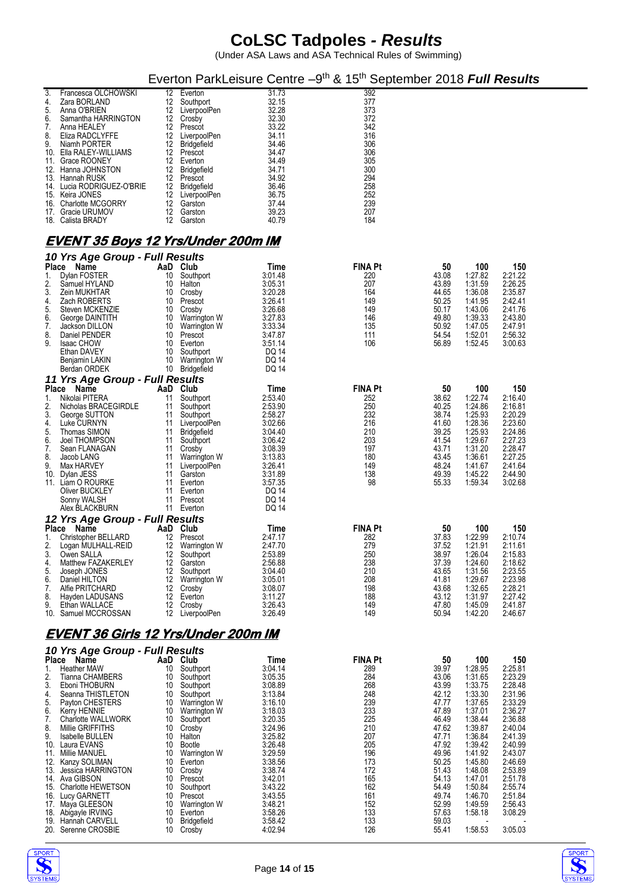# CoLSC Tadpoles - *Results*

(Under ASA Laws and ASA Technical Rules of Swimming)

## Everton ParkLeisure Centre –9th & 15th September 2018 *Full Results*

| Place | Name | AaD | Club | Time | FINA Pt |
|---|---|---|---|---|---|
| 3. | Francesca OLCHOWSKI | 12 | Everton | 31.73 | 392 |
| 4. | Zara BORLAND | 12 | Southport | 32.15 | 377 |
| 5. | Anna O'BRIEN | 12 | LiverpoolPen | 32.28 | 373 |
| 6. | Samantha HARRINGTON | 12 | Crosby | 32.30 | 372 |
| 7. | Anna HEALEY | 12 | Prescot | 33.22 | 342 |
| 8. | Eliza RADCLYFFE | 12 | LiverpoolPen | 34.11 | 316 |
| 9. | Niamh PORTER | 12 | Bridgefield | 34.46 | 306 |
| 10. | Ella RALEY-WILLIAMS | 12 | Prescot | 34.47 | 306 |
| 11. | Grace ROONEY | 12 | Everton | 34.49 | 305 |
| 12. | Hanna JOHNSTON | 12 | Bridgefield | 34.71 | 300 |
| 13. | Hannah RUSK | 12 | Prescot | 34.92 | 294 |
| 14. | Lucia RODRIGUEZ-O'BRIE | 12 | Bridgefield | 36.46 | 258 |
| 15. | Keira JONES | 12 | LiverpoolPen | 36.75 | 252 |
| 16. | Charlotte MCGORRY | 12 | Garston | 37.44 | 239 |
| 17. | Gracie URUMOV | 12 | Garston | 39.23 | 207 |
| 18. | Calista BRADY | 12 | Garston | 40.79 | 184 |

## EVENT 35 Boys 12 Yrs/Under 200m IM

### 10 Yrs Age Group - Full Results

| Place | Name | AaD | Club | Time | FINA Pt | 50 | 100 | 150 |
|---|---|---|---|---|---|---|---|---|
| 1. | Dylan FOSTER | 10 | Southport | 3:01.48 | 220 | 43.08 | 1:27.82 | 2:21.22 |
| 2. | Samuel HYLAND | 10 | Halton | 3:05.31 | 207 | 43.89 | 1:31.59 | 2:26.25 |
| 3. | Zein MUKHTAR | 10 | Crosby | 3:20.28 | 164 | 44.65 | 1:36.08 | 2:35.87 |
| 4. | Zach ROBERTS | 10 | Prescot | 3:26.41 | 149 | 50.25 | 1:41.95 | 2:42.41 |
| 5. | Steven MCKENZIE | 10 | Crosby | 3:26.68 | 149 | 50.17 | 1:43.06 | 2:41.76 |
| 6. | George DAINTITH | 10 | Warrington W | 3:27.83 | 146 | 49.80 | 1:39.33 | 2:43.80 |
| 7. | Jackson DILLON | 10 | Warrington W | 3:33.34 | 135 | 50.92 | 1:47.05 | 2:47.91 |
| 8. | Daniel PENDER | 10 | Prescot | 3:47.87 | 111 | 54.54 | 1:52.01 | 2:56.32 |
| 9. | Isaac CHOW | 10 | Everton | 3:51.14 | 106 | 56.89 | 1:52.45 | 3:00.63 |
| | Ethan DAVEY | 10 | Southport | DQ 14 | | | | |
| | Benjamin LAKIN | 10 | Warrington W | DQ 14 | | | | |
| | Berdan ORDEK | 10 | Bridgefield | DQ 14 | | | | |

### 11 Yrs Age Group - Full Results

| Place | Name | AaD | Club | Time | FINA Pt | 50 | 100 | 150 |
|---|---|---|---|---|---|---|---|---|
| 1. | Nikolai PITERA | 11 | Southport | 2:53.40 | 252 | 38.62 | 1:22.74 | 2:16.40 |
| 2. | Nicholas BRACEGIRDLE | 11 | Southport | 2:53.90 | 250 | 40.25 | 1:24.86 | 2:16.81 |
| 3. | George SUTTON | 11 | Southport | 2:58.27 | 232 | 38.74 | 1:25.93 | 2:20.29 |
| 4. | Luke CURNYN | 11 | LiverpoolPen | 3:02.66 | 216 | 41.60 | 1:28.36 | 2:23.60 |
| 5. | Thomas SIMON | 11 | Bridgefield | 3:04.40 | 210 | 39.25 | 1:25.93 | 2:24.86 |
| 6. | Joel THOMPSON | 11 | Southport | 3:06.42 | 203 | 41.54 | 1:29.67 | 2:27.23 |
| 7. | Sean FLANAGAN | 11 | Crosby | 3:08.39 | 197 | 43.71 | 1:31.20 | 2:28.47 |
| 8. | Jacob LANG | 11 | Warrington W | 3:13.83 | 180 | 43.45 | 1:36.61 | 2:27.25 |
| 9. | Max HARVEY | 11 | LiverpoolPen | 3:26.41 | 149 | 48.24 | 1:41.67 | 2:41.64 |
| 10. | Dylan JESS | 11 | Garston | 3:31.89 | 138 | 49.39 | 1:45.22 | 2:44.90 |
| 11. | Liam O ROURKE | 11 | Everton | 3:57.35 | 98 | 55.33 | 1:59.34 | 3:02.68 |
| | Oliver BUCKLEY | 11 | Everton | DQ 14 | | | | |
| | Sonny WALSH | 11 | Prescot | DQ 14 | | | | |
| | Alex BLACKBURN | 11 | Everton | DQ 14 | | | | |

### 12 Yrs Age Group - Full Results

| Place | Name | AaD | Club | Time | FINA Pt | 50 | 100 | 150 |
|---|---|---|---|---|---|---|---|---|
| 1. | Christopher BELLARD | 12 | Prescot | 2:47.17 | 282 | 37.83 | 1:22.99 | 2:10.74 |
| 2. | Logan MULHALL-REID | 12 | Warrington W | 2:47.70 | 279 | 37.52 | 1:21.91 | 2:11.61 |
| 3. | Owen SALLA | 12 | Southport | 2:53.89 | 250 | 38.97 | 1:26.04 | 2:15.83 |
| 4. | Matthew FAZAKERLEY | 12 | Garston | 2:56.88 | 238 | 37.39 | 1:24.60 | 2:18.62 |
| 5. | Joseph JONES | 12 | Southport | 3:04.40 | 210 | 43.65 | 1:31.56 | 2:23.55 |
| 6. | Daniel HILTON | 12 | Warrington W | 3:05.01 | 208 | 41.81 | 1:29.67 | 2:23.98 |
| 7. | Alfie PRITCHARD | 12 | Crosby | 3:08.07 | 198 | 43.68 | 1:32.65 | 2:28.21 |
| 8. | Hayden LADUSANS | 12 | Everton | 3:11.27 | 188 | 43.12 | 1:31.97 | 2:27.42 |
| 9. | Ethan WALLACE | 12 | Crosby | 3:26.43 | 149 | 47.80 | 1:45.09 | 2:41.87 |
| 10. | Samuel MCCROSSAN | 12 | LiverpoolPen | 3:26.49 | 149 | 50.94 | 1:42.20 | 2:46.67 |

## EVENT 36 Girls 12 Yrs/Under 200m IM

### 10 Yrs Age Group - Full Results

| Place | Name | AaD | Club | Time | FINA Pt | 50 | 100 | 150 |
|---|---|---|---|---|---|---|---|---|
| 1. | Heather MAW | 10 | Southport | 3:04.14 | 289 | 39.97 | 1:28.95 | 2:25.81 |
| 2. | Tianna CHAMBERS | 10 | Southport | 3:05.35 | 284 | 43.06 | 1:31.65 | 2:23.29 |
| 3. | Eboni THOBURN | 10 | Southport | 3:08.89 | 268 | 43.99 | 1:33.75 | 2:28.48 |
| 4. | Seanna THISTLETON | 10 | Southport | 3:13.84 | 248 | 42.12 | 1:33.30 | 2:31.96 |
| 5. | Payton CHESTERS | 10 | Warrington W | 3:16.10 | 239 | 47.77 | 1:37.65 | 2:33.29 |
| 6. | Kerry HENNIE | 10 | Warrington W | 3:18.03 | 233 | 47.89 | 1:37.01 | 2:36.27 |
| 7. | Charlotte WALLWORK | 10 | Southport | 3:20.35 | 225 | 46.49 | 1:38.44 | 2:36.88 |
| 8. | Millie GRIFFITHS | 10 | Crosby | 3:24.96 | 210 | 47.62 | 1:39.87 | 2:40.04 |
| 9. | Isabelle BULLEN | 10 | Halton | 3:25.82 | 207 | 47.71 | 1:36.84 | 2:41.39 |
| 10. | Laura EVANS | 10 | Bootle | 3:26.48 | 205 | 47.92 | 1:39.42 | 2:40.99 |
| 11. | Millie MANUEL | 10 | Warrington W | 3:29.59 | 196 | 49.96 | 1:41.92 | 2:43.07 |
| 12. | Kanzy SOLIMAN | 10 | Everton | 3:38.56 | 173 | 50.25 | 1:45.80 | 2:46.69 |
| 13. | Jessica HARRINGTON | 10 | Crosby | 3:38.74 | 172 | 51.43 | 1:48.08 | 2:53.89 |
| 14. | Ava GIBSON | 10 | Prescot | 3:42.01 | 165 | 54.13 | 1:47.01 | 2:51.78 |
| 15. | Charlotte HEWETSON | 10 | Southport | 3:43.22 | 162 | 54.49 | 1:50.84 | 2:55.74 |
| 16. | Lucy GARNETT | 10 | Prescot | 3:43.55 | 161 | 49.74 | 1:46.70 | 2:51.84 |
| 17. | Maya GLEESON | 10 | Warrington W | 3:48.21 | 152 | 52.99 | 1:49.59 | 2:56.43 |
| 18. | Abigayle IRVING | 10 | Everton | 3:58.26 | 133 | 57.63 | 1:58.18 | 3:08.29 |
| 19. | Hannah CARVELL | 10 | Bridgefield | 3:58.42 | 133 | 59.03 | - | - |
| 20. | Serenne CROSBIE | 10 | Crosby | 4:02.94 | 126 | 55.41 | 1:58.53 | 3:05.03 |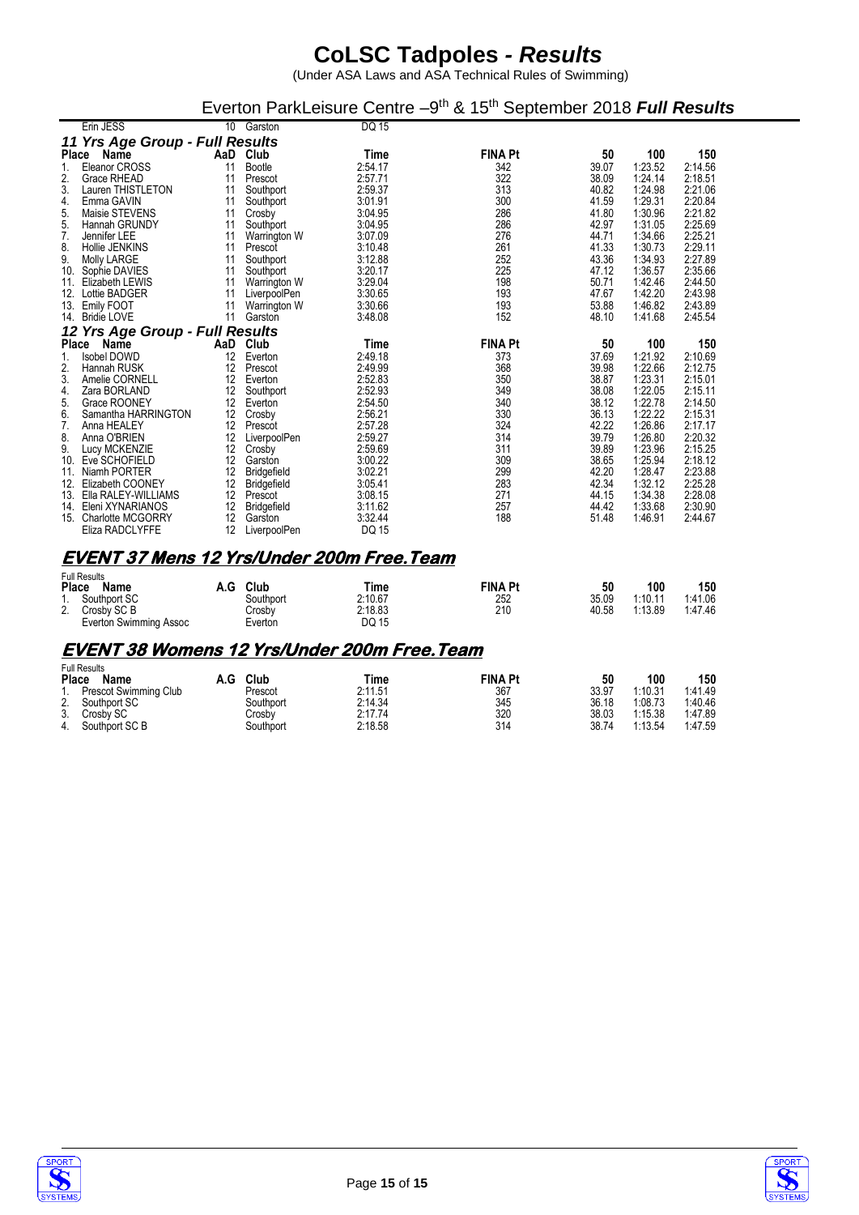# CoLSC Tadpoles - *Results*

(Under ASA Laws and ASA Technical Rules of Swimming)

## Everton ParkLeisure Centre –9th & 15th September 2018 ***Full Results***

| | | | | | | | |
|---|---|---|---|---|---|---|---|
| Erin JESS | 10 | Garston | DQ 15 | | | | |

### *11 Yrs Age Group - Full Results*

| Place | Name | AaD | Club | Time | FINA Pt | 50 | 100 | 150 |
|---|---|---|---|---|---|---|---|---|
| 1. | Eleanor CROSS | 11 | Bootle | 2:54.17 | 342 | 39.07 | 1:23.52 | 2:14.56 |
| 2. | Grace RHEAD | 11 | Prescot | 2:57.71 | 322 | 38.09 | 1:24.14 | 2:18.51 |
| 3. | Lauren THISTLETON | 11 | Southport | 2:59.37 | 313 | 40.82 | 1:24.98 | 2:21.06 |
| 4. | Emma GAVIN | 11 | Southport | 3:01.91 | 300 | 41.59 | 1:29.31 | 2:20.84 |
| 5. | Maisie STEVENS | 11 | Crosby | 3:04.95 | 286 | 41.80 | 1:30.96 | 2:21.82 |
| 5. | Hannah GRUNDY | 11 | Southport | 3:04.95 | 286 | 42.97 | 1:31.05 | 2:25.69 |
| 7. | Jennifer LEE | 11 | Warrington W | 3:07.09 | 276 | 44.71 | 1:34.66 | 2:25.21 |
| 8. | Hollie JENKINS | 11 | Prescot | 3:10.48 | 261 | 41.33 | 1:30.73 | 2:29.11 |
| 9. | Molly LARGE | 11 | Southport | 3:12.88 | 252 | 43.36 | 1:34.93 | 2:27.89 |
| 10. | Sophie DAVIES | 11 | Southport | 3:20.17 | 225 | 47.12 | 1:36.57 | 2:35.66 |
| 11. | Elizabeth LEWIS | 11 | Warrington W | 3:29.04 | 198 | 50.71 | 1:42.46 | 2:44.50 |
| 12. | Lottie BADGER | 11 | LiverpoolPen | 3:30.65 | 193 | 47.67 | 1:42.20 | 2:43.98 |
| 13. | Emily FOOT | 11 | Warrington W | 3:30.66 | 193 | 53.88 | 1:46.82 | 2:43.89 |
| 14. | Bridie LOVE | 11 | Garston | 3:48.08 | 152 | 48.10 | 1:41.68 | 2:45.54 |

### *12 Yrs Age Group - Full Results*

| Place | Name | AaD | Club | Time | FINA Pt | 50 | 100 | 150 |
|---|---|---|---|---|---|---|---|---|
| 1. | Isobel DOWD | 12 | Everton | 2:49.18 | 373 | 37.69 | 1:21.92 | 2:10.69 |
| 2. | Hannah RUSK | 12 | Prescot | 2:49.99 | 368 | 39.98 | 1:22.66 | 2:12.75 |
| 3. | Amelie CORNELL | 12 | Everton | 2:52.83 | 350 | 38.87 | 1:23.31 | 2:15.01 |
| 4. | Zara BORLAND | 12 | Southport | 2:52.93 | 349 | 38.08 | 1:22.05 | 2:15.11 |
| 5. | Grace ROONEY | 12 | Everton | 2:54.50 | 340 | 38.12 | 1:22.78 | 2:14.50 |
| 6. | Samantha HARRINGTON | 12 | Crosby | 2:56.21 | 330 | 36.13 | 1:22.22 | 2:15.31 |
| 7. | Anna HEALEY | 12 | Prescot | 2:57.28 | 324 | 42.22 | 1:26.86 | 2:17.17 |
| 8. | Anna O'BRIEN | 12 | LiverpoolPen | 2:59.27 | 314 | 39.79 | 1:26.80 | 2:20.32 |
| 9. | Lucy MCKENZIE | 12 | Crosby | 2:59.69 | 311 | 39.89 | 1:23.96 | 2:15.25 |
| 10. | Eve SCHOFIELD | 12 | Garston | 3:00.22 | 309 | 38.65 | 1:25.94 | 2:18.12 |
| 11. | Niamh PORTER | 12 | Bridgefield | 3:02.21 | 299 | 42.20 | 1:28.47 | 2:23.88 |
| 12. | Elizabeth COONEY | 12 | Bridgefield | 3:05.41 | 283 | 42.34 | 1:32.12 | 2:25.28 |
| 13. | Ella RALEY-WILLIAMS | 12 | Prescot | 3:08.15 | 271 | 44.15 | 1:34.38 | 2:28.08 |
| 14. | Eleni XYNARIANOS | 12 | Bridgefield | 3:11.62 | 257 | 44.42 | 1:33.68 | 2:30.90 |
| 15. | Charlotte MCGORRY | 12 | Garston | 3:32.44 | 188 | 51.48 | 1:46.91 | 2:44.67 |
| | Eliza RADCLYFFE | 12 | LiverpoolPen | DQ 15 | | | | |

## *EVENT 37 Mens 12 Yrs/Under 200m Free.Team*

Full Results

| Place | Name | A.G | Club | Time | FINA Pt | 50 | 100 | 150 |
|---|---|---|---|---|---|---|---|---|
| 1. | Southport SC | | Southport | 2:10.67 | 252 | 35.09 | 1:10.11 | 1:41.06 |
| 2. | Crosby SC B | | Crosby | 2:18.83 | 210 | 40.58 | 1:13.89 | 1:47.46 |
| | Everton Swimming Assoc | | Everton | DQ 15 | | | | |

## *EVENT 38 Womens 12 Yrs/Under 200m Free.Team*

Full Results

| Place | Name | A.G | Club | Time | FINA Pt | 50 | 100 | 150 |
|---|---|---|---|---|---|---|---|---|
| 1. | Prescot Swimming Club | | Prescot | 2:11.51 | 367 | 33.97 | 1:10.31 | 1:41.49 |
| 2. | Southport SC | | Southport | 2:14.34 | 345 | 36.18 | 1:08.73 | 1:40.46 |
| 3. | Crosby SC | | Crosby | 2:17.74 | 320 | 38.03 | 1:15.38 | 1:47.89 |
| 4. | Southport SC B | | Southport | 2:18.58 | 314 | 38.74 | 1:13.54 | 1:47.59 |